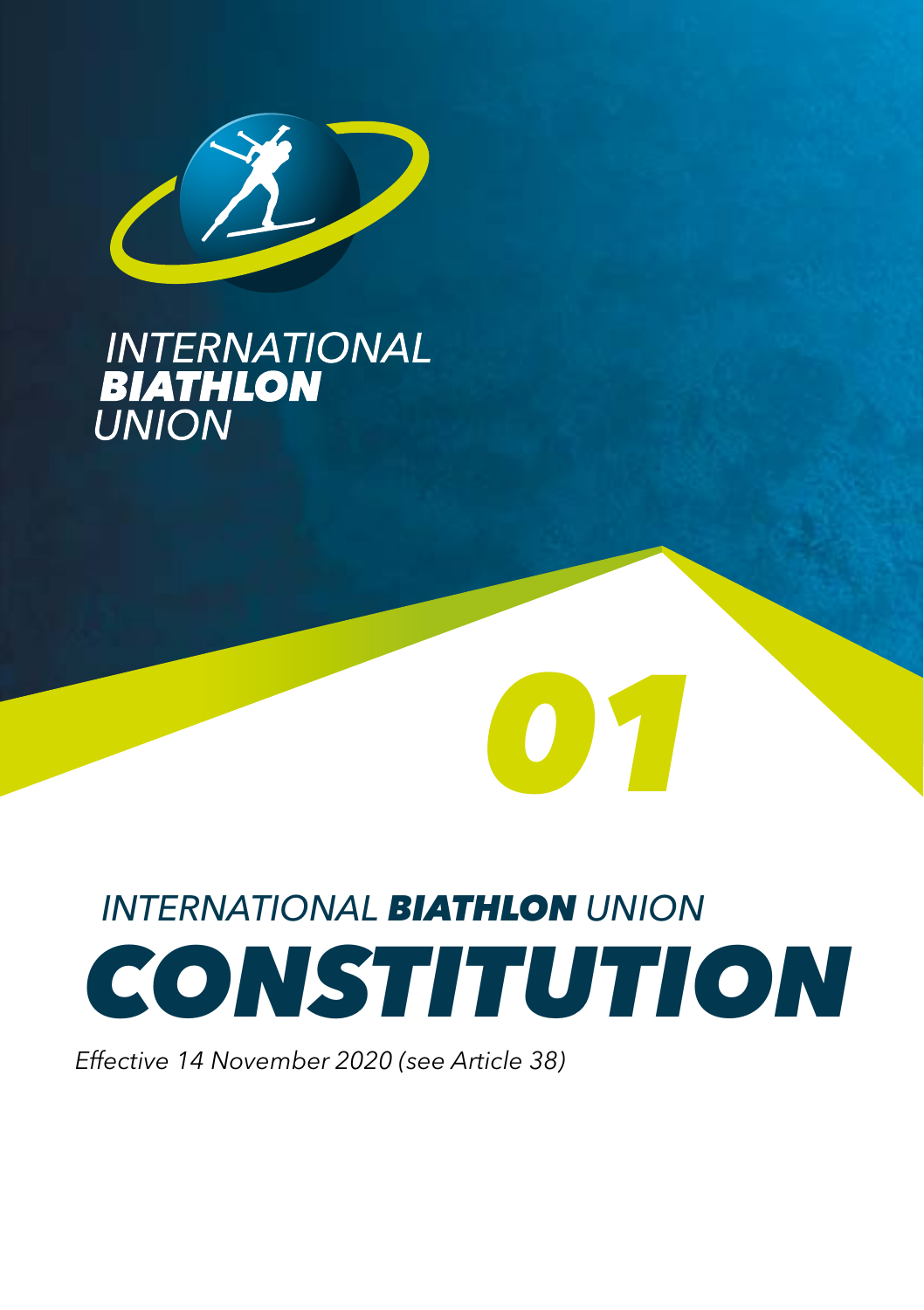INTERNATIONAL
**BIATHLON**
UNION

**01**

# INTERNATIONAL BIATHLON UNION CONSTITUTION

*Effective 14 November 2020 (see Article 38)*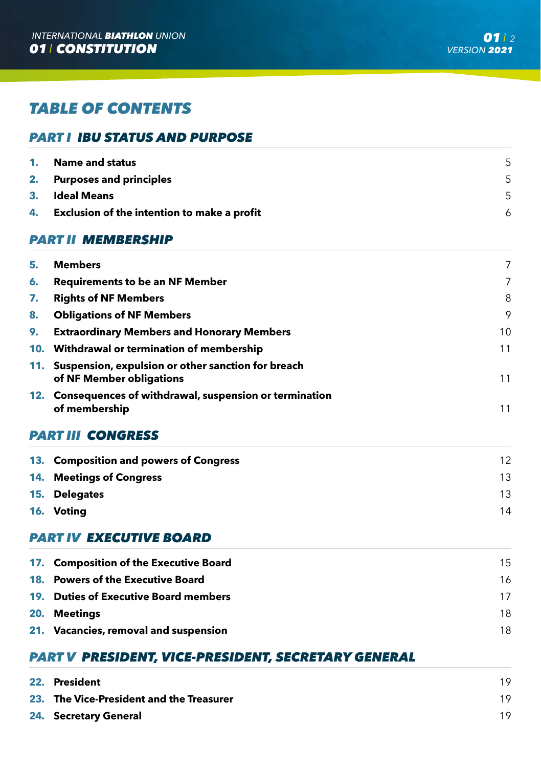# TABLE OF CONTENTS

## PART I IBU STATUS AND PURPOSE

| | | |
|---|---|---|
| **1.** | **Name and status** | 5 |
| **2.** | **Purposes and principles** | 5 |
| **3.** | **Ideal Means** | 5 |
| **4.** | **Exclusion of the intention to make a profit** | 6 |

## PART II MEMBERSHIP

| | | |
|---|---|---|
| **5.** | **Members** | 7 |
| **6.** | **Requirements to be an NF Member** | 7 |
| **7.** | **Rights of NF Members** | 8 |
| **8.** | **Obligations of NF Members** | 9 |
| **9.** | **Extraordinary Members and Honorary Members** | 10 |
| **10.** | **Withdrawal or termination of membership** | 11 |
| **11.** | **Suspension, expulsion or other sanction for breach of NF Member obligations** | 11 |
| **12.** | **Consequences of withdrawal, suspension or termination of membership** | 11 |

## PART III CONGRESS

| | | |
|---|---|---|
| **13.** | **Composition and powers of Congress** | 12 |
| **14.** | **Meetings of Congress** | 13 |
| **15.** | **Delegates** | 13 |
| **16.** | **Voting** | 14 |

## PART IV EXECUTIVE BOARD

| | | |
|---|---|---|
| **17.** | **Composition of the Executive Board** | 15 |
| **18.** | **Powers of the Executive Board** | 16 |
| **19.** | **Duties of Executive Board members** | 17 |
| **20.** | **Meetings** | 18 |
| **21.** | **Vacancies, removal and suspension** | 18 |

## PART V PRESIDENT, VICE-PRESIDENT, SECRETARY GENERAL

| | | |
|---|---|---|
| **22.** | **President** | 19 |
| **23.** | **The Vice-President and the Treasurer** | 19 |
| **24.** | **Secretary General** | 19 |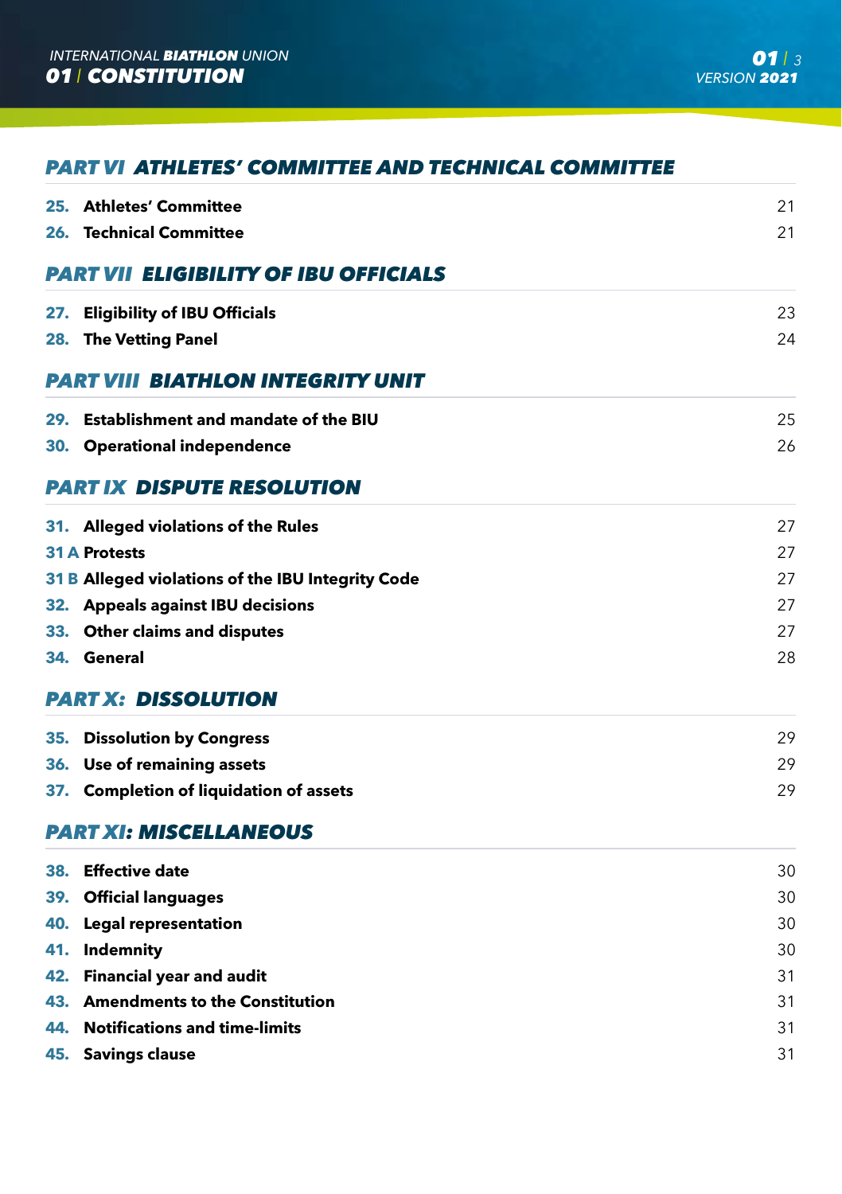## *PART VI ATHLETES' COMMITTEE AND TECHNICAL COMMITTEE*

| | | |
|---|---|---|
| **25.** | **Athletes' Committee** | 21 |
| **26.** | **Technical Committee** | 21 |

## *PART VII ELIGIBILITY OF IBU OFFICIALS*

| | | |
|---|---|---|
| **27.** | **Eligibility of IBU Officials** | 23 |
| **28.** | **The Vetting Panel** | 24 |

## *PART VIII BIATHLON INTEGRITY UNIT*

| | | |
|---|---|---|
| **29.** | **Establishment and mandate of the BIU** | 25 |
| **30.** | **Operational independence** | 26 |

## *PART IX DISPUTE RESOLUTION*

| | | |
|---|---|---|
| **31.** | **Alleged violations of the Rules** | 27 |
| **31 A** | **Protests** | 27 |
| **31 B** | **Alleged violations of the IBU Integrity Code** | 27 |
| **32.** | **Appeals against IBU decisions** | 27 |
| **33.** | **Other claims and disputes** | 27 |
| **34.** | **General** | 28 |

## *PART X: DISSOLUTION*

| | | |
|---|---|---|
| **35.** | **Dissolution by Congress** | 29 |
| **36.** | **Use of remaining assets** | 29 |
| **37.** | **Completion of liquidation of assets** | 29 |

## *PART XI: MISCELLANEOUS*

| | | |
|---|---|---|
| **38.** | **Effective date** | 30 |
| **39.** | **Official languages** | 30 |
| **40.** | **Legal representation** | 30 |
| **41.** | **Indemnity** | 30 |
| **42.** | **Financial year and audit** | 31 |
| **43.** | **Amendments to the Constitution** | 31 |
| **44.** | **Notifications and time-limits** | 31 |
| **45.** | **Savings clause** | 31 |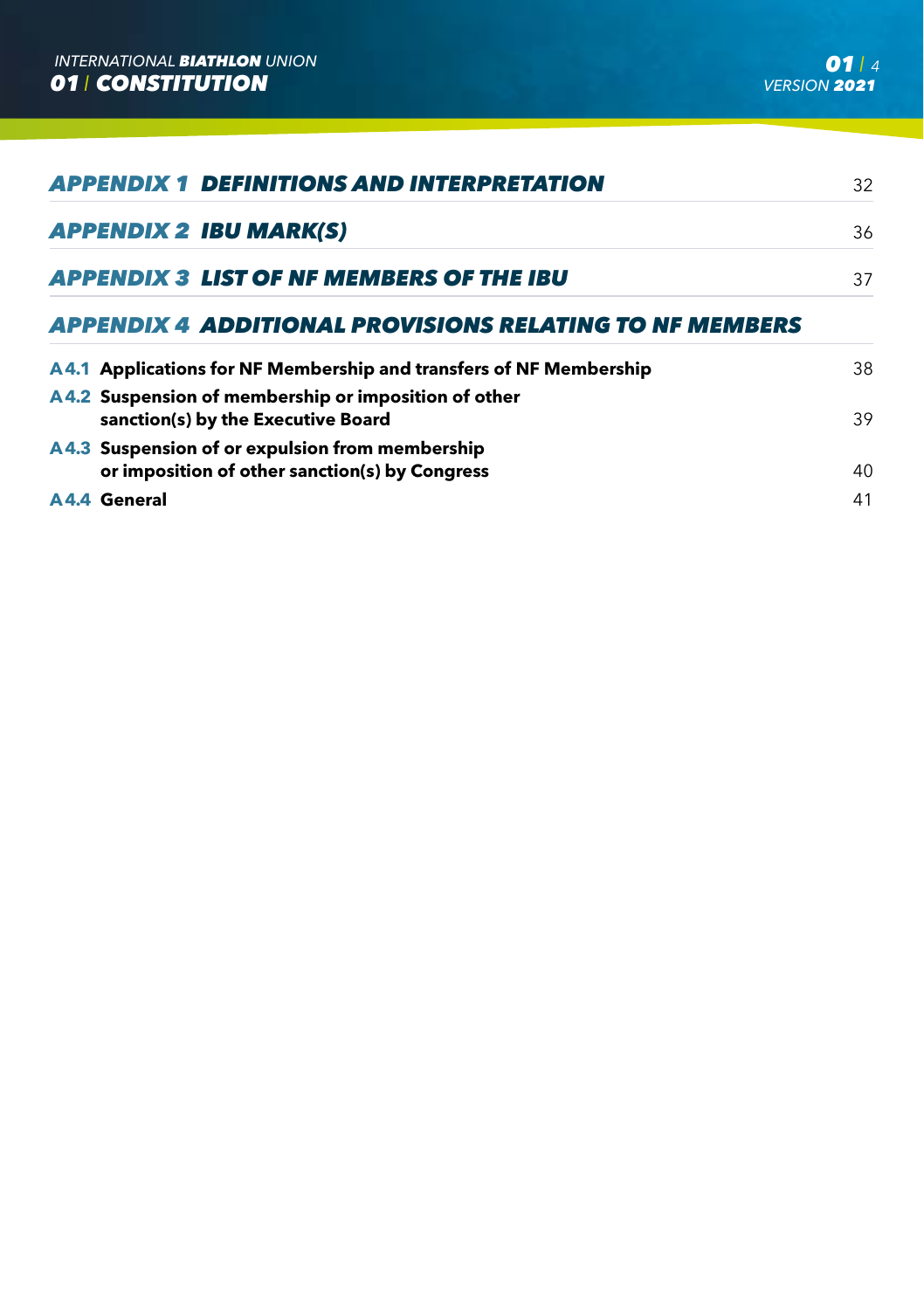| | |
|---|---|
| **APPENDIX 1 DEFINITIONS AND INTERPRETATION** | 32 |
| **APPENDIX 2 IBU MARK(S)** | 36 |
| **APPENDIX 3 LIST OF NF MEMBERS OF THE IBU** | 37 |
| **APPENDIX 4 ADDITIONAL PROVISIONS RELATING TO NF MEMBERS** | |
| **A4.1 Applications for NF Membership and transfers of NF Membership** | 38 |
| **A4.2 Suspension of membership or imposition of other sanction(s) by the Executive Board** | 39 |
| **A4.3 Suspension of or expulsion from membership or imposition of other sanction(s) by Congress** | 40 |
| **A4.4 General** | 41 |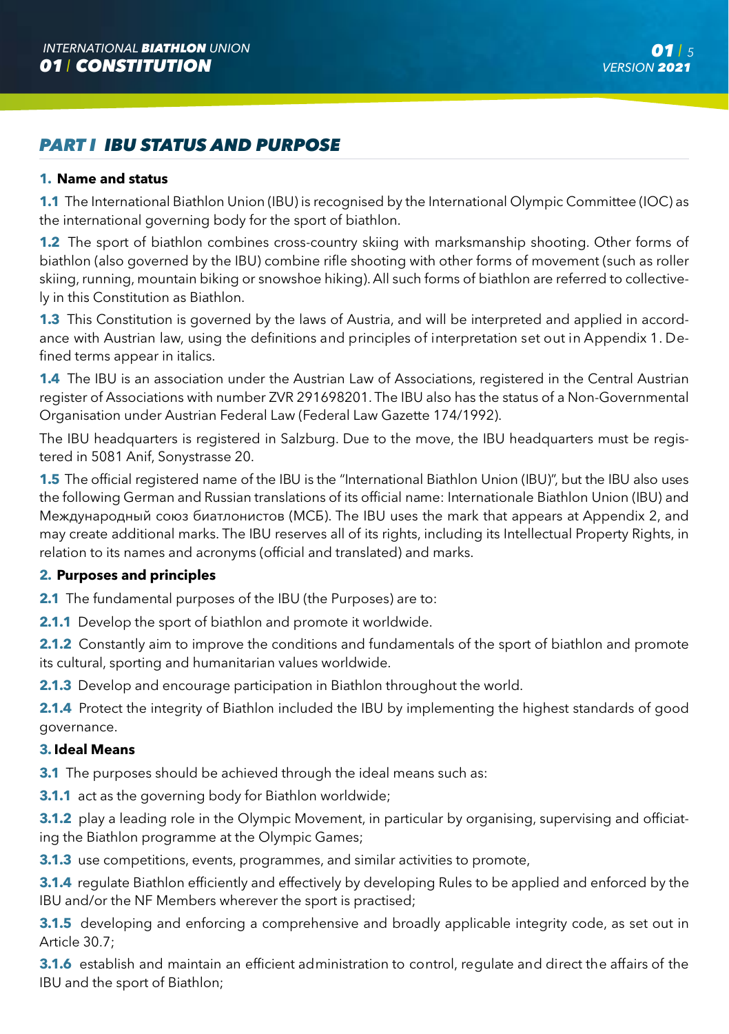## PART I IBU STATUS AND PURPOSE

### 1. Name and status

**1.1** The International Biathlon Union (IBU) is recognised by the International Olympic Committee (IOC) as the international governing body for the sport of biathlon.

**1.2** The sport of biathlon combines cross-country skiing with marksmanship shooting. Other forms of biathlon (also governed by the IBU) combine rifle shooting with other forms of movement (such as roller skiing, running, mountain biking or snowshoe hiking). All such forms of biathlon are referred to collectively in this Constitution as Biathlon.

**1.3** This Constitution is governed by the laws of Austria, and will be interpreted and applied in accordance with Austrian law, using the definitions and principles of interpretation set out in Appendix 1. Defined terms appear in italics.

**1.4** The IBU is an association under the Austrian Law of Associations, registered in the Central Austrian register of Associations with number ZVR 291698201. The IBU also has the status of a Non-Governmental Organisation under Austrian Federal Law (Federal Law Gazette 174/1992).

The IBU headquarters is registered in Salzburg. Due to the move, the IBU headquarters must be registered in 5081 Anif, Sonystrasse 20.

**1.5** The official registered name of the IBU is the "International Biathlon Union (IBU)", but the IBU also uses the following German and Russian translations of its official name: Internationale Biathlon Union (IBU) and Международный союз биатлонистов (МСБ). The IBU uses the mark that appears at Appendix 2, and may create additional marks. The IBU reserves all of its rights, including its Intellectual Property Rights, in relation to its names and acronyms (official and translated) and marks.

### 2. Purposes and principles

**2.1** The fundamental purposes of the IBU (the Purposes) are to:

**2.1.1** Develop the sport of biathlon and promote it worldwide.

**2.1.2** Constantly aim to improve the conditions and fundamentals of the sport of biathlon and promote its cultural, sporting and humanitarian values worldwide.

**2.1.3** Develop and encourage participation in Biathlon throughout the world.

**2.1.4** Protect the integrity of Biathlon included the IBU by implementing the highest standards of good governance.

### 3. Ideal Means

**3.1** The purposes should be achieved through the ideal means such as:

**3.1.1** act as the governing body for Biathlon worldwide;

**3.1.2** play a leading role in the Olympic Movement, in particular by organising, supervising and officiating the Biathlon programme at the Olympic Games;

**3.1.3** use competitions, events, programmes, and similar activities to promote,

**3.1.4** regulate Biathlon efficiently and effectively by developing Rules to be applied and enforced by the IBU and/or the NF Members wherever the sport is practised;

**3.1.5** developing and enforcing a comprehensive and broadly applicable integrity code, as set out in Article 30.7;

**3.1.6** establish and maintain an efficient administration to control, regulate and direct the affairs of the IBU and the sport of Biathlon;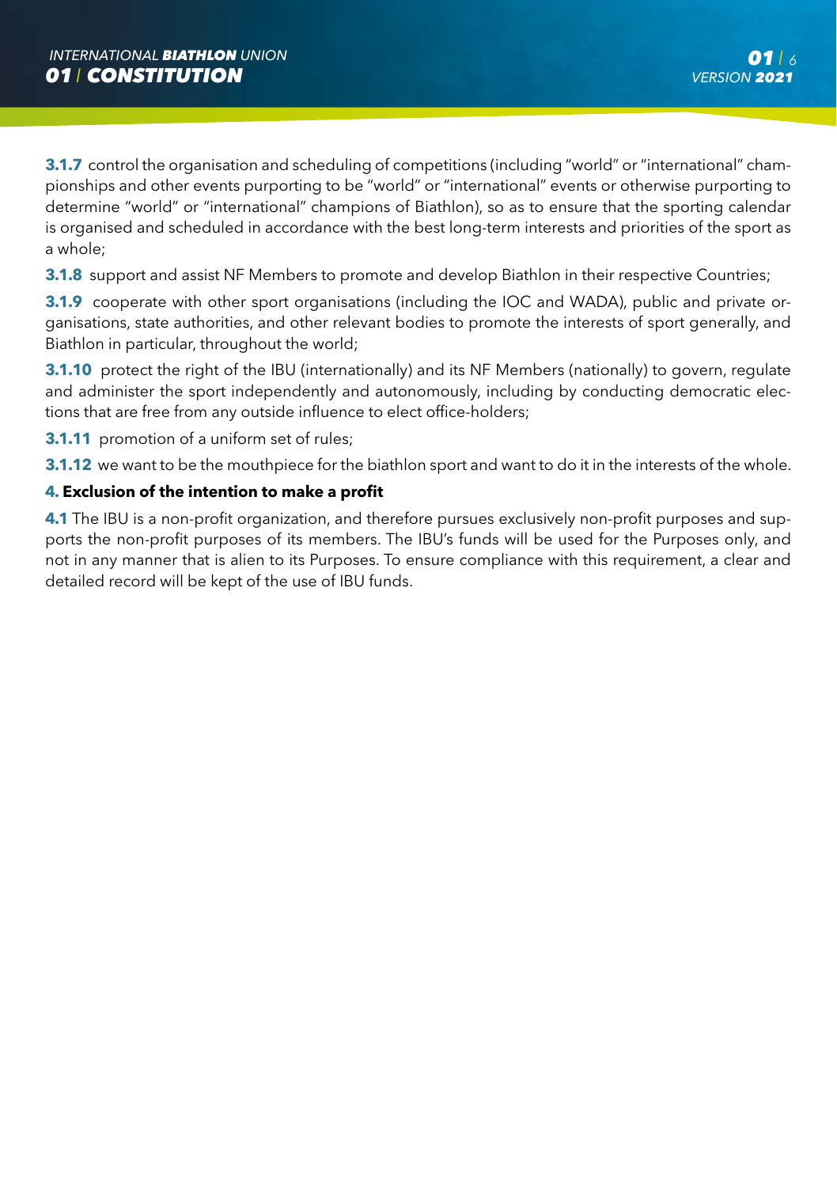**3.1.7** control the organisation and scheduling of competitions (including "world" or "international" championships and other events purporting to be "world" or "international" events or otherwise purporting to determine "world" or "international" champions of Biathlon), so as to ensure that the sporting calendar is organised and scheduled in accordance with the best long-term interests and priorities of the sport as a whole;

**3.1.8** support and assist NF Members to promote and develop Biathlon in their respective Countries;

**3.1.9** cooperate with other sport organisations (including the IOC and WADA), public and private organisations, state authorities, and other relevant bodies to promote the interests of sport generally, and Biathlon in particular, throughout the world;

**3.1.10** protect the right of the IBU (internationally) and its NF Members (nationally) to govern, regulate and administer the sport independently and autonomously, including by conducting democratic elections that are free from any outside influence to elect office-holders;

**3.1.11** promotion of a uniform set of rules;

**3.1.12** we want to be the mouthpiece for the biathlon sport and want to do it in the interests of the whole.

## 4. Exclusion of the intention to make a profit

**4.1** The IBU is a non-profit organization, and therefore pursues exclusively non-profit purposes and supports the non-profit purposes of its members. The IBU's funds will be used for the Purposes only, and not in any manner that is alien to its Purposes. To ensure compliance with this requirement, a clear and detailed record will be kept of the use of IBU funds.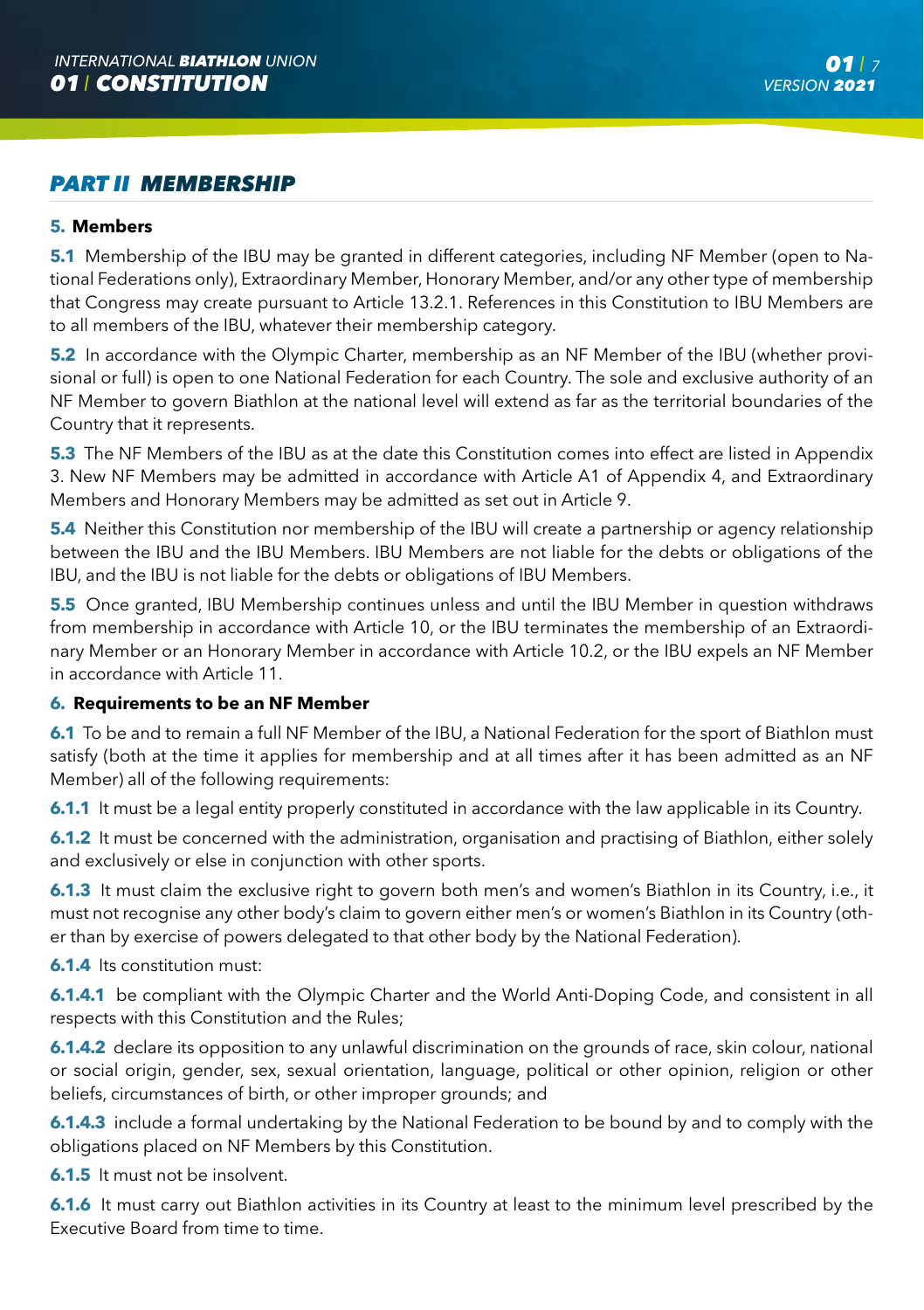## PART II MEMBERSHIP

### 5. Members

**5.1** Membership of the IBU may be granted in different categories, including NF Member (open to National Federations only), Extraordinary Member, Honorary Member, and/or any other type of membership that Congress may create pursuant to Article 13.2.1. References in this Constitution to IBU Members are to all members of the IBU, whatever their membership category.

**5.2** In accordance with the Olympic Charter, membership as an NF Member of the IBU (whether provisional or full) is open to one National Federation for each Country. The sole and exclusive authority of an NF Member to govern Biathlon at the national level will extend as far as the territorial boundaries of the Country that it represents.

**5.3** The NF Members of the IBU as at the date this Constitution comes into effect are listed in Appendix 3. New NF Members may be admitted in accordance with Article A1 of Appendix 4, and Extraordinary Members and Honorary Members may be admitted as set out in Article 9.

**5.4** Neither this Constitution nor membership of the IBU will create a partnership or agency relationship between the IBU and the IBU Members. IBU Members are not liable for the debts or obligations of the IBU, and the IBU is not liable for the debts or obligations of IBU Members.

**5.5** Once granted, IBU Membership continues unless and until the IBU Member in question withdraws from membership in accordance with Article 10, or the IBU terminates the membership of an Extraordinary Member or an Honorary Member in accordance with Article 10.2, or the IBU expels an NF Member in accordance with Article 11.

### 6. Requirements to be an NF Member

**6.1** To be and to remain a full NF Member of the IBU, a National Federation for the sport of Biathlon must satisfy (both at the time it applies for membership and at all times after it has been admitted as an NF Member) all of the following requirements:

**6.1.1** It must be a legal entity properly constituted in accordance with the law applicable in its Country.

**6.1.2** It must be concerned with the administration, organisation and practising of Biathlon, either solely and exclusively or else in conjunction with other sports.

**6.1.3** It must claim the exclusive right to govern both men's and women's Biathlon in its Country, i.e., it must not recognise any other body's claim to govern either men's or women's Biathlon in its Country (other than by exercise of powers delegated to that other body by the National Federation).

**6.1.4** Its constitution must:

**6.1.4.1** be compliant with the Olympic Charter and the World Anti-Doping Code, and consistent in all respects with this Constitution and the Rules;

**6.1.4.2** declare its opposition to any unlawful discrimination on the grounds of race, skin colour, national or social origin, gender, sex, sexual orientation, language, political or other opinion, religion or other beliefs, circumstances of birth, or other improper grounds; and

**6.1.4.3** include a formal undertaking by the National Federation to be bound by and to comply with the obligations placed on NF Members by this Constitution.

**6.1.5** It must not be insolvent.

**6.1.6** It must carry out Biathlon activities in its Country at least to the minimum level prescribed by the Executive Board from time to time.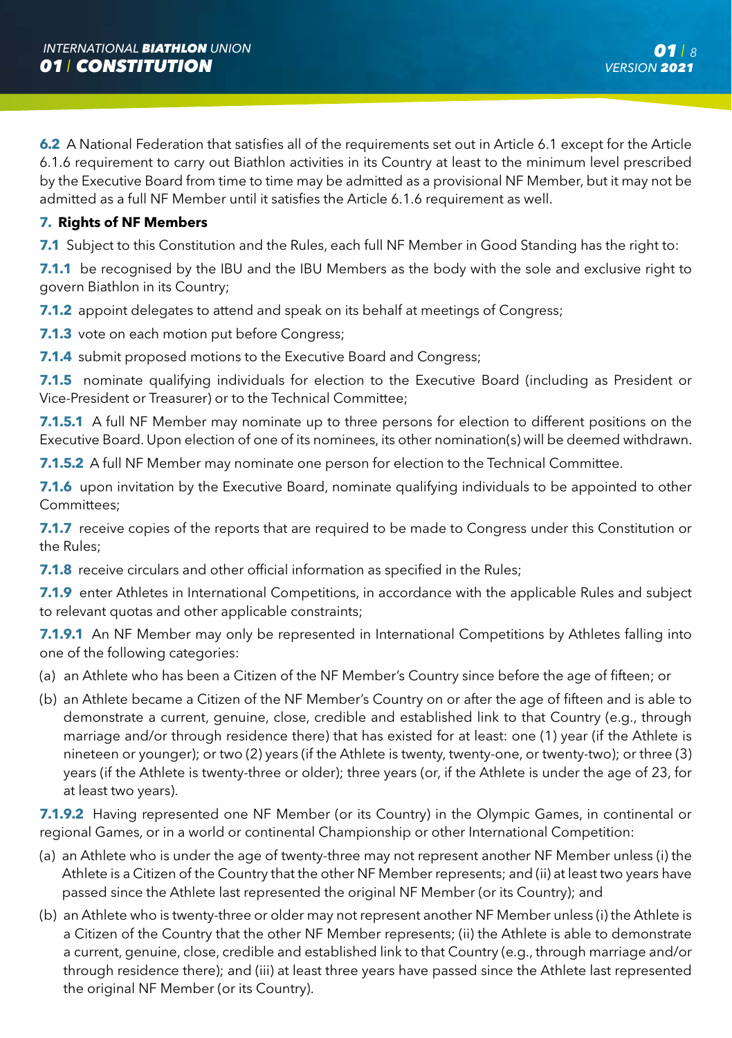**6.2** A National Federation that satisfies all of the requirements set out in Article 6.1 except for the Article 6.1.6 requirement to carry out Biathlon activities in its Country at least to the minimum level prescribed by the Executive Board from time to time may be admitted as a provisional NF Member, but it may not be admitted as a full NF Member until it satisfies the Article 6.1.6 requirement as well.

## 7. Rights of NF Members

**7.1** Subject to this Constitution and the Rules, each full NF Member in Good Standing has the right to:

**7.1.1** be recognised by the IBU and the IBU Members as the body with the sole and exclusive right to govern Biathlon in its Country;

**7.1.2** appoint delegates to attend and speak on its behalf at meetings of Congress;

**7.1.3** vote on each motion put before Congress;

**7.1.4** submit proposed motions to the Executive Board and Congress;

**7.1.5** nominate qualifying individuals for election to the Executive Board (including as President or Vice-President or Treasurer) or to the Technical Committee;

**7.1.5.1** A full NF Member may nominate up to three persons for election to different positions on the Executive Board. Upon election of one of its nominees, its other nomination(s) will be deemed withdrawn.

**7.1.5.2** A full NF Member may nominate one person for election to the Technical Committee.

**7.1.6** upon invitation by the Executive Board, nominate qualifying individuals to be appointed to other Committees;

**7.1.7** receive copies of the reports that are required to be made to Congress under this Constitution or the Rules;

**7.1.8** receive circulars and other official information as specified in the Rules;

**7.1.9** enter Athletes in International Competitions, in accordance with the applicable Rules and subject to relevant quotas and other applicable constraints;

**7.1.9.1** An NF Member may only be represented in International Competitions by Athletes falling into one of the following categories:

(a) an Athlete who has been a Citizen of the NF Member's Country since before the age of fifteen; or

(b) an Athlete became a Citizen of the NF Member's Country on or after the age of fifteen and is able to demonstrate a current, genuine, close, credible and established link to that Country (e.g., through marriage and/or through residence there) that has existed for at least: one (1) year (if the Athlete is nineteen or younger); or two (2) years (if the Athlete is twenty, twenty-one, or twenty-two); or three (3) years (if the Athlete is twenty-three or older); three years (or, if the Athlete is under the age of 23, for at least two years).

**7.1.9.2** Having represented one NF Member (or its Country) in the Olympic Games, in continental or regional Games, or in a world or continental Championship or other International Competition:

(a) an Athlete who is under the age of twenty-three may not represent another NF Member unless (i) the Athlete is a Citizen of the Country that the other NF Member represents; and (ii) at least two years have passed since the Athlete last represented the original NF Member (or its Country); and

(b) an Athlete who is twenty-three or older may not represent another NF Member unless (i) the Athlete is a Citizen of the Country that the other NF Member represents; (ii) the Athlete is able to demonstrate a current, genuine, close, credible and established link to that Country (e.g., through marriage and/or through residence there); and (iii) at least three years have passed since the Athlete last represented the original NF Member (or its Country).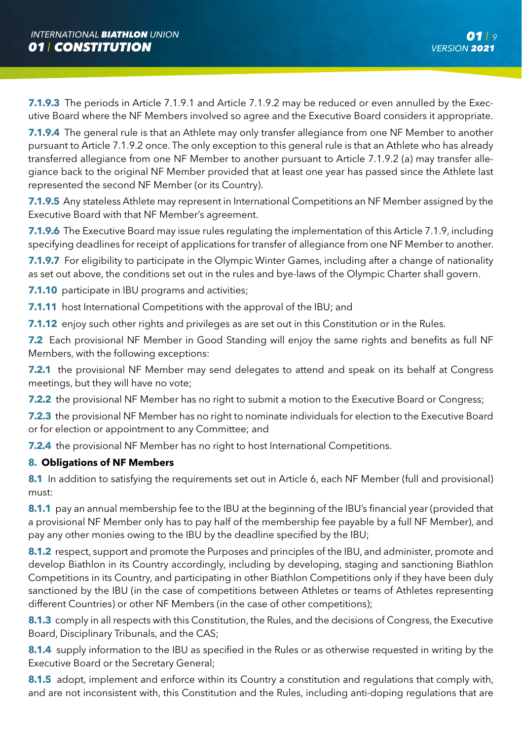**7.1.9.3** The periods in Article 7.1.9.1 and Article 7.1.9.2 may be reduced or even annulled by the Executive Board where the NF Members involved so agree and the Executive Board considers it appropriate.

**7.1.9.4** The general rule is that an Athlete may only transfer allegiance from one NF Member to another pursuant to Article 7.1.9.2 once. The only exception to this general rule is that an Athlete who has already transferred allegiance from one NF Member to another pursuant to Article 7.1.9.2 (a) may transfer allegiance back to the original NF Member provided that at least one year has passed since the Athlete last represented the second NF Member (or its Country).

**7.1.9.5** Any stateless Athlete may represent in International Competitions an NF Member assigned by the Executive Board with that NF Member's agreement.

**7.1.9.6** The Executive Board may issue rules regulating the implementation of this Article 7.1.9, including specifying deadlines for receipt of applications for transfer of allegiance from one NF Member to another.

**7.1.9.7** For eligibility to participate in the Olympic Winter Games, including after a change of nationality as set out above, the conditions set out in the rules and bye-laws of the Olympic Charter shall govern.

**7.1.10** participate in IBU programs and activities;

**7.1.11** host International Competitions with the approval of the IBU; and

**7.1.12** enjoy such other rights and privileges as are set out in this Constitution or in the Rules.

**7.2** Each provisional NF Member in Good Standing will enjoy the same rights and benefits as full NF Members, with the following exceptions:

**7.2.1** the provisional NF Member may send delegates to attend and speak on its behalf at Congress meetings, but they will have no vote;

**7.2.2** the provisional NF Member has no right to submit a motion to the Executive Board or Congress;

**7.2.3** the provisional NF Member has no right to nominate individuals for election to the Executive Board or for election or appointment to any Committee; and

**7.2.4** the provisional NF Member has no right to host International Competitions.

## 8. Obligations of NF Members

**8.1** In addition to satisfying the requirements set out in Article 6, each NF Member (full and provisional) must:

**8.1.1** pay an annual membership fee to the IBU at the beginning of the IBU's financial year (provided that a provisional NF Member only has to pay half of the membership fee payable by a full NF Member), and pay any other monies owing to the IBU by the deadline specified by the IBU;

**8.1.2** respect, support and promote the Purposes and principles of the IBU, and administer, promote and develop Biathlon in its Country accordingly, including by developing, staging and sanctioning Biathlon Competitions in its Country, and participating in other Biathlon Competitions only if they have been duly sanctioned by the IBU (in the case of competitions between Athletes or teams of Athletes representing different Countries) or other NF Members (in the case of other competitions);

**8.1.3** comply in all respects with this Constitution, the Rules, and the decisions of Congress, the Executive Board, Disciplinary Tribunals, and the CAS;

**8.1.4** supply information to the IBU as specified in the Rules or as otherwise requested in writing by the Executive Board or the Secretary General;

**8.1.5** adopt, implement and enforce within its Country a constitution and regulations that comply with, and are not inconsistent with, this Constitution and the Rules, including anti-doping regulations that are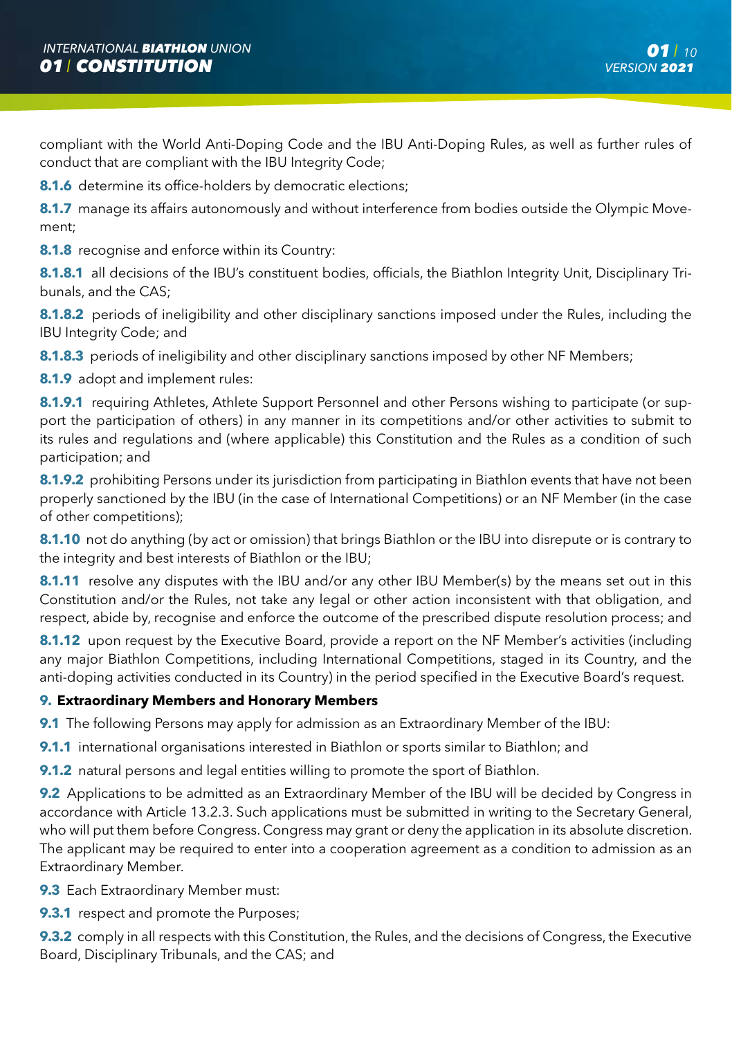compliant with the World Anti-Doping Code and the IBU Anti-Doping Rules, as well as further rules of conduct that are compliant with the IBU Integrity Code;

**8.1.6** determine its office-holders by democratic elections;

**8.1.7** manage its affairs autonomously and without interference from bodies outside the Olympic Movement;

**8.1.8** recognise and enforce within its Country:

**8.1.8.1** all decisions of the IBU's constituent bodies, officials, the Biathlon Integrity Unit, Disciplinary Tribunals, and the CAS;

**8.1.8.2** periods of ineligibility and other disciplinary sanctions imposed under the Rules, including the IBU Integrity Code; and

**8.1.8.3** periods of ineligibility and other disciplinary sanctions imposed by other NF Members;

**8.1.9** adopt and implement rules:

**8.1.9.1** requiring Athletes, Athlete Support Personnel and other Persons wishing to participate (or support the participation of others) in any manner in its competitions and/or other activities to submit to its rules and regulations and (where applicable) this Constitution and the Rules as a condition of such participation; and

**8.1.9.2** prohibiting Persons under its jurisdiction from participating in Biathlon events that have not been properly sanctioned by the IBU (in the case of International Competitions) or an NF Member (in the case of other competitions);

**8.1.10** not do anything (by act or omission) that brings Biathlon or the IBU into disrepute or is contrary to the integrity and best interests of Biathlon or the IBU;

**8.1.11** resolve any disputes with the IBU and/or any other IBU Member(s) by the means set out in this Constitution and/or the Rules, not take any legal or other action inconsistent with that obligation, and respect, abide by, recognise and enforce the outcome of the prescribed dispute resolution process; and

**8.1.12** upon request by the Executive Board, provide a report on the NF Member's activities (including any major Biathlon Competitions, including International Competitions, staged in its Country, and the anti-doping activities conducted in its Country) in the period specified in the Executive Board's request.

## 9. Extraordinary Members and Honorary Members

**9.1** The following Persons may apply for admission as an Extraordinary Member of the IBU:

**9.1.1** international organisations interested in Biathlon or sports similar to Biathlon; and

**9.1.2** natural persons and legal entities willing to promote the sport of Biathlon.

**9.2** Applications to be admitted as an Extraordinary Member of the IBU will be decided by Congress in accordance with Article 13.2.3. Such applications must be submitted in writing to the Secretary General, who will put them before Congress. Congress may grant or deny the application in its absolute discretion. The applicant may be required to enter into a cooperation agreement as a condition to admission as an Extraordinary Member.

**9.3** Each Extraordinary Member must:

**9.3.1** respect and promote the Purposes;

**9.3.2** comply in all respects with this Constitution, the Rules, and the decisions of Congress, the Executive Board, Disciplinary Tribunals, and the CAS; and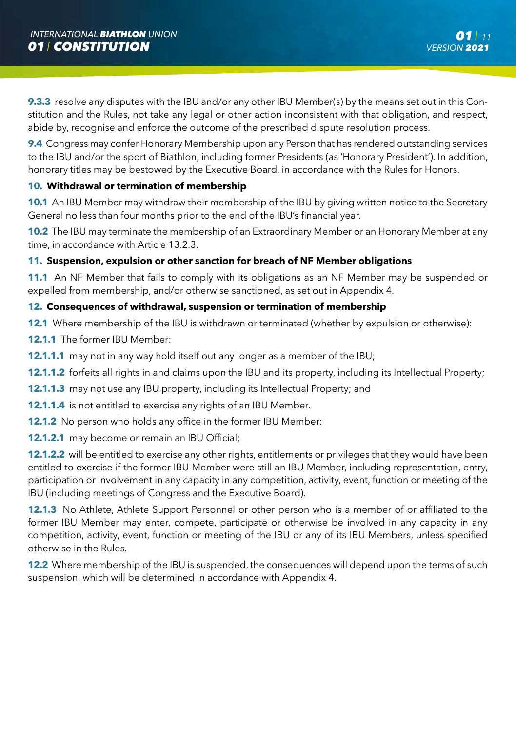**9.3.3** resolve any disputes with the IBU and/or any other IBU Member(s) by the means set out in this Constitution and the Rules, not take any legal or other action inconsistent with that obligation, and respect, abide by, recognise and enforce the outcome of the prescribed dispute resolution process.

**9.4** Congress may confer Honorary Membership upon any Person that has rendered outstanding services to the IBU and/or the sport of Biathlon, including former Presidents (as 'Honorary President'). In addition, honorary titles may be bestowed by the Executive Board, in accordance with the Rules for Honors.

### 10. Withdrawal or termination of membership

**10.1** An IBU Member may withdraw their membership of the IBU by giving written notice to the Secretary General no less than four months prior to the end of the IBU's financial year.

**10.2** The IBU may terminate the membership of an Extraordinary Member or an Honorary Member at any time, in accordance with Article 13.2.3.

### 11. Suspension, expulsion or other sanction for breach of NF Member obligations

**11.1** An NF Member that fails to comply with its obligations as an NF Member may be suspended or expelled from membership, and/or otherwise sanctioned, as set out in Appendix 4.

### 12. Consequences of withdrawal, suspension or termination of membership

**12.1** Where membership of the IBU is withdrawn or terminated (whether by expulsion or otherwise):

**12.1.1** The former IBU Member:

**12.1.1.1** may not in any way hold itself out any longer as a member of the IBU;

**12.1.1.2** forfeits all rights in and claims upon the IBU and its property, including its Intellectual Property;

**12.1.1.3** may not use any IBU property, including its Intellectual Property; and

**12.1.1.4** is not entitled to exercise any rights of an IBU Member.

**12.1.2** No person who holds any office in the former IBU Member:

**12.1.2.1** may become or remain an IBU Official;

**12.1.2.2** will be entitled to exercise any other rights, entitlements or privileges that they would have been entitled to exercise if the former IBU Member were still an IBU Member, including representation, entry, participation or involvement in any capacity in any competition, activity, event, function or meeting of the IBU (including meetings of Congress and the Executive Board).

**12.1.3** No Athlete, Athlete Support Personnel or other person who is a member of or affiliated to the former IBU Member may enter, compete, participate or otherwise be involved in any capacity in any competition, activity, event, function or meeting of the IBU or any of its IBU Members, unless specified otherwise in the Rules.

**12.2** Where membership of the IBU is suspended, the consequences will depend upon the terms of such suspension, which will be determined in accordance with Appendix 4.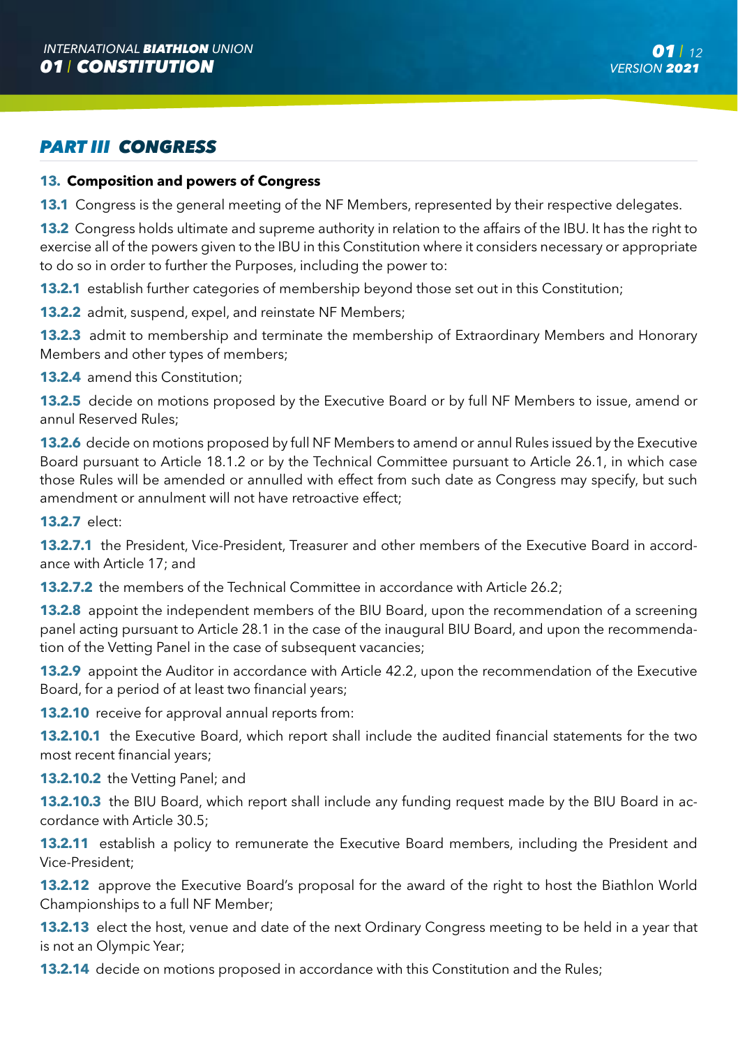## PART III CONGRESS

### 13. Composition and powers of Congress

**13.1** Congress is the general meeting of the NF Members, represented by their respective delegates.

**13.2** Congress holds ultimate and supreme authority in relation to the affairs of the IBU. It has the right to exercise all of the powers given to the IBU in this Constitution where it considers necessary or appropriate to do so in order to further the Purposes, including the power to:

**13.2.1** establish further categories of membership beyond those set out in this Constitution;

**13.2.2** admit, suspend, expel, and reinstate NF Members;

**13.2.3** admit to membership and terminate the membership of Extraordinary Members and Honorary Members and other types of members;

**13.2.4** amend this Constitution;

**13.2.5** decide on motions proposed by the Executive Board or by full NF Members to issue, amend or annul Reserved Rules;

**13.2.6** decide on motions proposed by full NF Members to amend or annul Rules issued by the Executive Board pursuant to Article 18.1.2 or by the Technical Committee pursuant to Article 26.1, in which case those Rules will be amended or annulled with effect from such date as Congress may specify, but such amendment or annulment will not have retroactive effect;

**13.2.7** elect:

**13.2.7.1** the President, Vice-President, Treasurer and other members of the Executive Board in accordance with Article 17; and

**13.2.7.2** the members of the Technical Committee in accordance with Article 26.2;

**13.2.8** appoint the independent members of the BIU Board, upon the recommendation of a screening panel acting pursuant to Article 28.1 in the case of the inaugural BIU Board, and upon the recommendation of the Vetting Panel in the case of subsequent vacancies;

**13.2.9** appoint the Auditor in accordance with Article 42.2, upon the recommendation of the Executive Board, for a period of at least two financial years;

**13.2.10** receive for approval annual reports from:

**13.2.10.1** the Executive Board, which report shall include the audited financial statements for the two most recent financial years;

**13.2.10.2** the Vetting Panel; and

**13.2.10.3** the BIU Board, which report shall include any funding request made by the BIU Board in accordance with Article 30.5;

**13.2.11** establish a policy to remunerate the Executive Board members, including the President and Vice-President;

**13.2.12** approve the Executive Board's proposal for the award of the right to host the Biathlon World Championships to a full NF Member;

**13.2.13** elect the host, venue and date of the next Ordinary Congress meeting to be held in a year that is not an Olympic Year;

**13.2.14** decide on motions proposed in accordance with this Constitution and the Rules;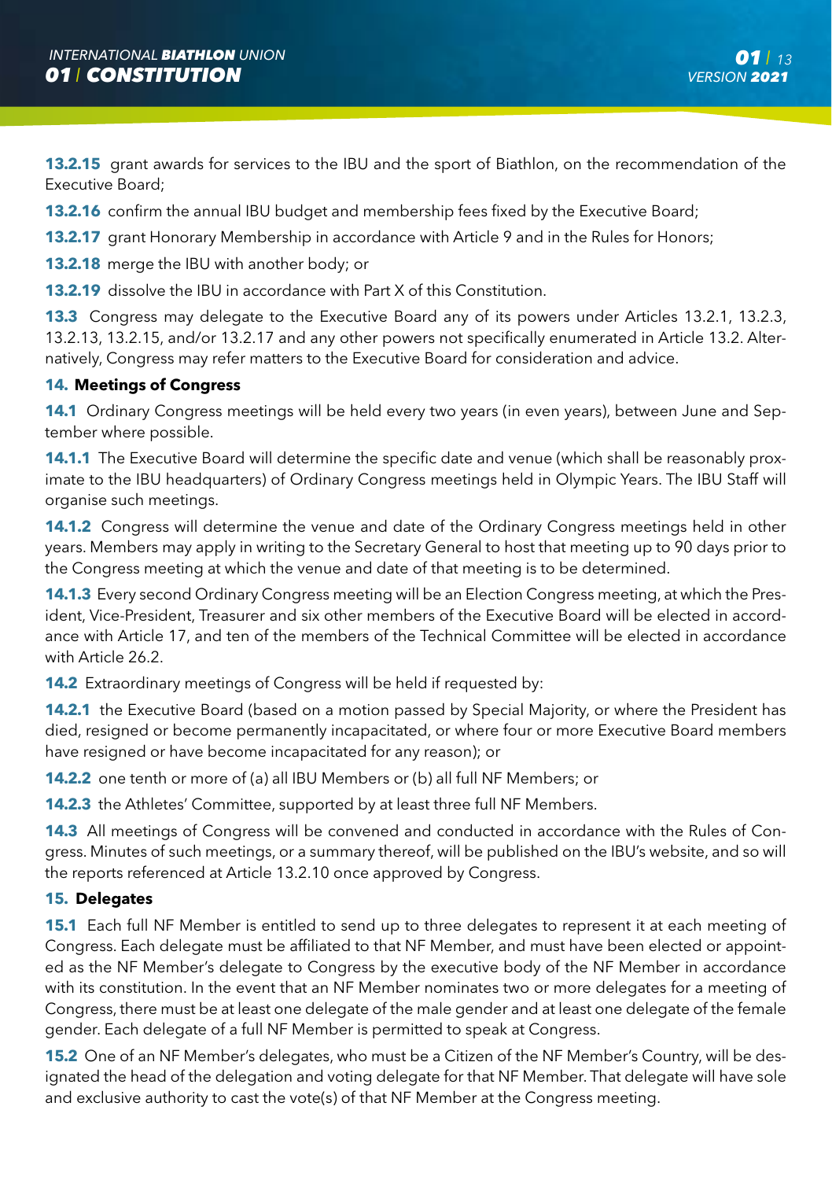**13.2.15** grant awards for services to the IBU and the sport of Biathlon, on the recommendation of the Executive Board;

**13.2.16** confirm the annual IBU budget and membership fees fixed by the Executive Board;

**13.2.17** grant Honorary Membership in accordance with Article 9 and in the Rules for Honors;

**13.2.18** merge the IBU with another body; or

**13.2.19** dissolve the IBU in accordance with Part X of this Constitution.

**13.3** Congress may delegate to the Executive Board any of its powers under Articles 13.2.1, 13.2.3, 13.2.13, 13.2.15, and/or 13.2.17 and any other powers not specifically enumerated in Article 13.2. Alternatively, Congress may refer matters to the Executive Board for consideration and advice.

### 14. Meetings of Congress

**14.1** Ordinary Congress meetings will be held every two years (in even years), between June and September where possible.

**14.1.1** The Executive Board will determine the specific date and venue (which shall be reasonably proximate to the IBU headquarters) of Ordinary Congress meetings held in Olympic Years. The IBU Staff will organise such meetings.

**14.1.2** Congress will determine the venue and date of the Ordinary Congress meetings held in other years. Members may apply in writing to the Secretary General to host that meeting up to 90 days prior to the Congress meeting at which the venue and date of that meeting is to be determined.

**14.1.3** Every second Ordinary Congress meeting will be an Election Congress meeting, at which the President, Vice-President, Treasurer and six other members of the Executive Board will be elected in accordance with Article 17, and ten of the members of the Technical Committee will be elected in accordance with Article 26.2.

**14.2** Extraordinary meetings of Congress will be held if requested by:

**14.2.1** the Executive Board (based on a motion passed by Special Majority, or where the President has died, resigned or become permanently incapacitated, or where four or more Executive Board members have resigned or have become incapacitated for any reason); or

**14.2.2** one tenth or more of (a) all IBU Members or (b) all full NF Members; or

**14.2.3** the Athletes' Committee, supported by at least three full NF Members.

**14.3** All meetings of Congress will be convened and conducted in accordance with the Rules of Congress. Minutes of such meetings, or a summary thereof, will be published on the IBU's website, and so will the reports referenced at Article 13.2.10 once approved by Congress.

### 15. Delegates

**15.1** Each full NF Member is entitled to send up to three delegates to represent it at each meeting of Congress. Each delegate must be affiliated to that NF Member, and must have been elected or appointed as the NF Member's delegate to Congress by the executive body of the NF Member in accordance with its constitution. In the event that an NF Member nominates two or more delegates for a meeting of Congress, there must be at least one delegate of the male gender and at least one delegate of the female gender. Each delegate of a full NF Member is permitted to speak at Congress.

**15.2** One of an NF Member's delegates, who must be a Citizen of the NF Member's Country, will be designated the head of the delegation and voting delegate for that NF Member. That delegate will have sole and exclusive authority to cast the vote(s) of that NF Member at the Congress meeting.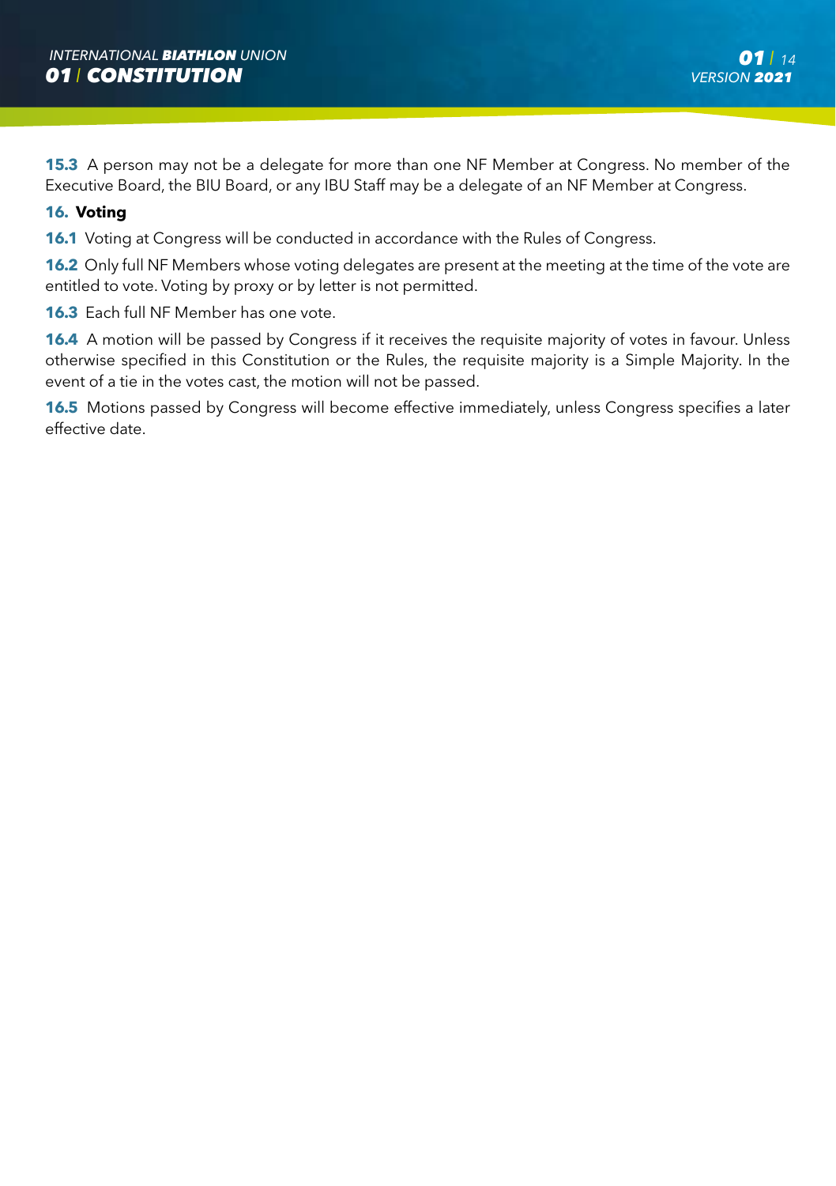**15.3** A person may not be a delegate for more than one NF Member at Congress. No member of the Executive Board, the BIU Board, or any IBU Staff may be a delegate of an NF Member at Congress.

## 16. Voting

**16.1** Voting at Congress will be conducted in accordance with the Rules of Congress.

**16.2** Only full NF Members whose voting delegates are present at the meeting at the time of the vote are entitled to vote. Voting by proxy or by letter is not permitted.

**16.3** Each full NF Member has one vote.

**16.4** A motion will be passed by Congress if it receives the requisite majority of votes in favour. Unless otherwise specified in this Constitution or the Rules, the requisite majority is a Simple Majority. In the event of a tie in the votes cast, the motion will not be passed.

**16.5** Motions passed by Congress will become effective immediately, unless Congress specifies a later effective date.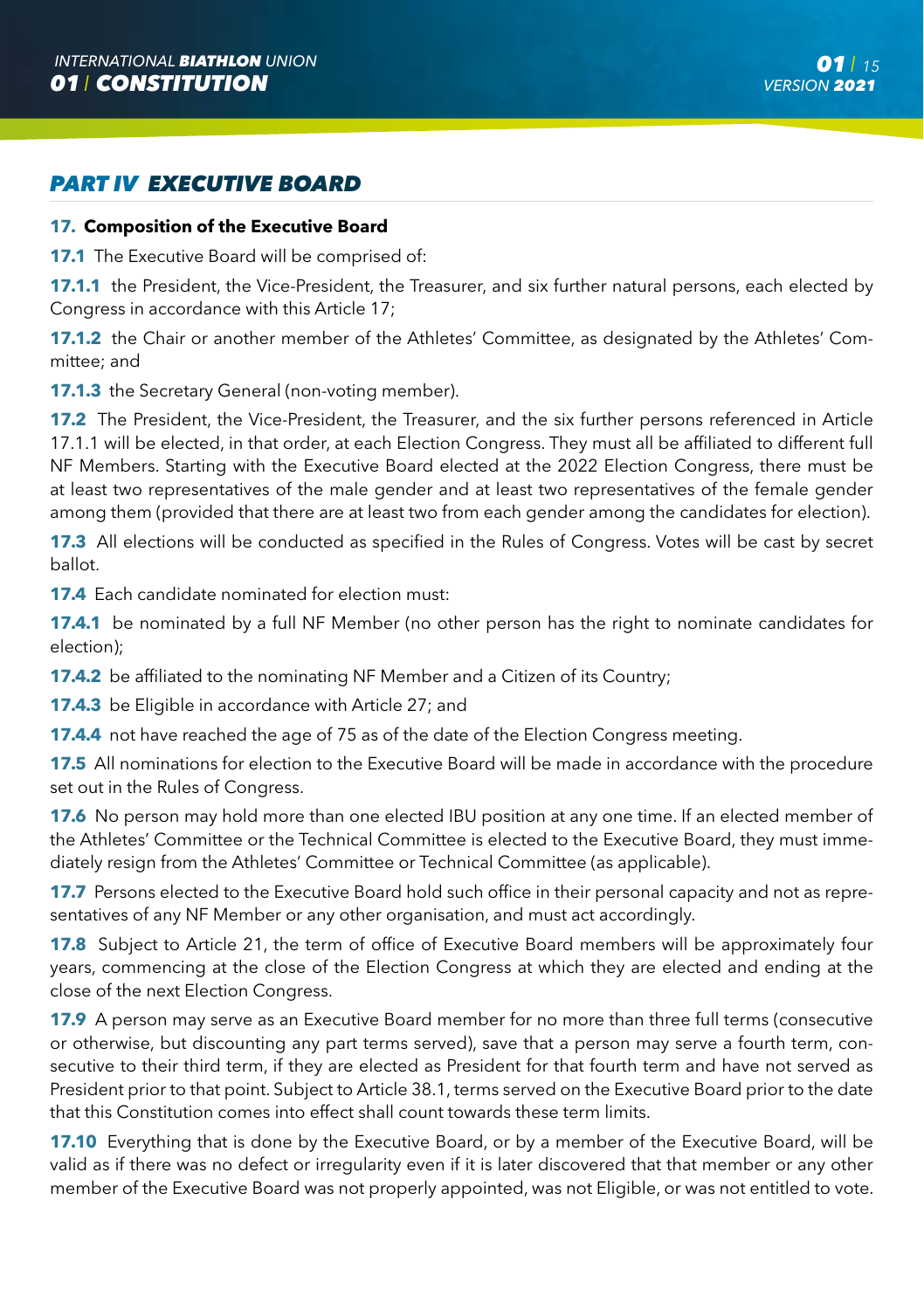## *PART IV EXECUTIVE BOARD*

### 17. Composition of the Executive Board

**17.1** The Executive Board will be comprised of:

**17.1.1** the President, the Vice-President, the Treasurer, and six further natural persons, each elected by Congress in accordance with this Article 17;

**17.1.2** the Chair or another member of the Athletes' Committee, as designated by the Athletes' Committee; and

**17.1.3** the Secretary General (non-voting member).

**17.2** The President, the Vice-President, the Treasurer, and the six further persons referenced in Article 17.1.1 will be elected, in that order, at each Election Congress. They must all be affiliated to different full NF Members. Starting with the Executive Board elected at the 2022 Election Congress, there must be at least two representatives of the male gender and at least two representatives of the female gender among them (provided that there are at least two from each gender among the candidates for election).

**17.3** All elections will be conducted as specified in the Rules of Congress. Votes will be cast by secret ballot.

**17.4** Each candidate nominated for election must:

**17.4.1** be nominated by a full NF Member (no other person has the right to nominate candidates for election);

**17.4.2** be affiliated to the nominating NF Member and a Citizen of its Country;

**17.4.3** be Eligible in accordance with Article 27; and

**17.4.4** not have reached the age of 75 as of the date of the Election Congress meeting.

**17.5** All nominations for election to the Executive Board will be made in accordance with the procedure set out in the Rules of Congress.

**17.6** No person may hold more than one elected IBU position at any one time. If an elected member of the Athletes' Committee or the Technical Committee is elected to the Executive Board, they must immediately resign from the Athletes' Committee or Technical Committee (as applicable).

**17.7** Persons elected to the Executive Board hold such office in their personal capacity and not as representatives of any NF Member or any other organisation, and must act accordingly.

**17.8** Subject to Article 21, the term of office of Executive Board members will be approximately four years, commencing at the close of the Election Congress at which they are elected and ending at the close of the next Election Congress.

**17.9** A person may serve as an Executive Board member for no more than three full terms (consecutive or otherwise, but discounting any part terms served), save that a person may serve a fourth term, consecutive to their third term, if they are elected as President for that fourth term and have not served as President prior to that point. Subject to Article 38.1, terms served on the Executive Board prior to the date that this Constitution comes into effect shall count towards these term limits.

**17.10** Everything that is done by the Executive Board, or by a member of the Executive Board, will be valid as if there was no defect or irregularity even if it is later discovered that that member or any other member of the Executive Board was not properly appointed, was not Eligible, or was not entitled to vote.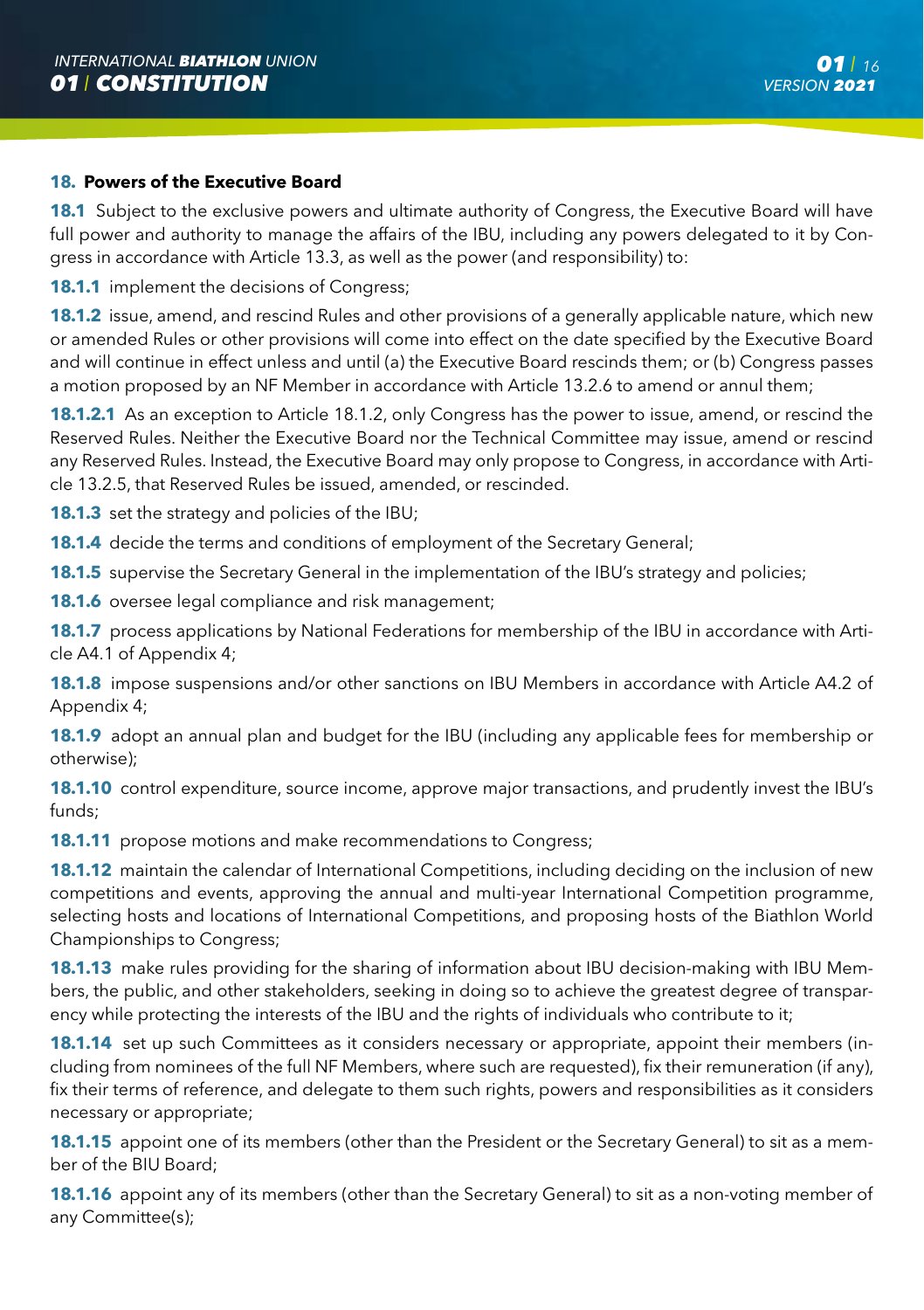## 18. Powers of the Executive Board

**18.1** Subject to the exclusive powers and ultimate authority of Congress, the Executive Board will have full power and authority to manage the affairs of the IBU, including any powers delegated to it by Congress in accordance with Article 13.3, as well as the power (and responsibility) to:

**18.1.1** implement the decisions of Congress;

**18.1.2** issue, amend, and rescind Rules and other provisions of a generally applicable nature, which new or amended Rules or other provisions will come into effect on the date specified by the Executive Board and will continue in effect unless and until (a) the Executive Board rescinds them; or (b) Congress passes a motion proposed by an NF Member in accordance with Article 13.2.6 to amend or annul them;

**18.1.2.1** As an exception to Article 18.1.2, only Congress has the power to issue, amend, or rescind the Reserved Rules. Neither the Executive Board nor the Technical Committee may issue, amend or rescind any Reserved Rules. Instead, the Executive Board may only propose to Congress, in accordance with Article 13.2.5, that Reserved Rules be issued, amended, or rescinded.

**18.1.3** set the strategy and policies of the IBU;

**18.1.4** decide the terms and conditions of employment of the Secretary General;

**18.1.5** supervise the Secretary General in the implementation of the IBU's strategy and policies;

**18.1.6** oversee legal compliance and risk management;

**18.1.7** process applications by National Federations for membership of the IBU in accordance with Article A4.1 of Appendix 4;

**18.1.8** impose suspensions and/or other sanctions on IBU Members in accordance with Article A4.2 of Appendix 4;

**18.1.9** adopt an annual plan and budget for the IBU (including any applicable fees for membership or otherwise);

**18.1.10** control expenditure, source income, approve major transactions, and prudently invest the IBU's funds;

**18.1.11** propose motions and make recommendations to Congress;

**18.1.12** maintain the calendar of International Competitions, including deciding on the inclusion of new competitions and events, approving the annual and multi-year International Competition programme, selecting hosts and locations of International Competitions, and proposing hosts of the Biathlon World Championships to Congress;

**18.1.13** make rules providing for the sharing of information about IBU decision-making with IBU Members, the public, and other stakeholders, seeking in doing so to achieve the greatest degree of transparency while protecting the interests of the IBU and the rights of individuals who contribute to it;

**18.1.14** set up such Committees as it considers necessary or appropriate, appoint their members (including from nominees of the full NF Members, where such are requested), fix their remuneration (if any), fix their terms of reference, and delegate to them such rights, powers and responsibilities as it considers necessary or appropriate;

**18.1.15** appoint one of its members (other than the President or the Secretary General) to sit as a member of the BIU Board;

**18.1.16** appoint any of its members (other than the Secretary General) to sit as a non-voting member of any Committee(s);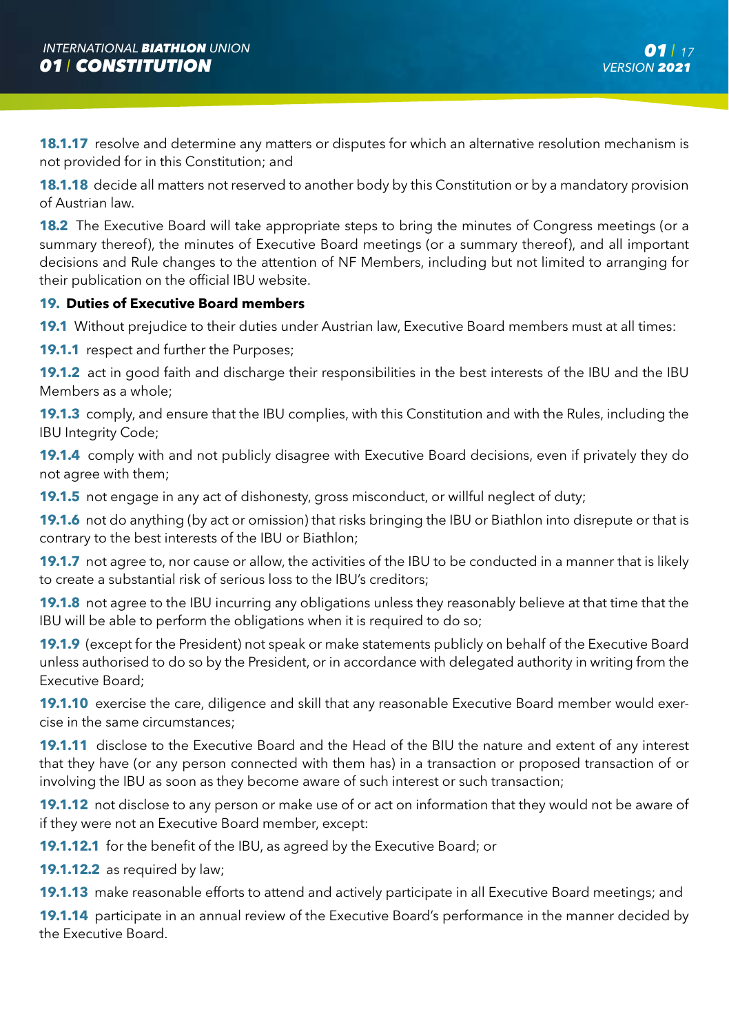**18.1.17** resolve and determine any matters or disputes for which an alternative resolution mechanism is not provided for in this Constitution; and

**18.1.18** decide all matters not reserved to another body by this Constitution or by a mandatory provision of Austrian law.

**18.2** The Executive Board will take appropriate steps to bring the minutes of Congress meetings (or a summary thereof), the minutes of Executive Board meetings (or a summary thereof), and all important decisions and Rule changes to the attention of NF Members, including but not limited to arranging for their publication on the official IBU website.

### 19. Duties of Executive Board members

**19.1** Without prejudice to their duties under Austrian law, Executive Board members must at all times:

**19.1.1** respect and further the Purposes;

**19.1.2** act in good faith and discharge their responsibilities in the best interests of the IBU and the IBU Members as a whole;

**19.1.3** comply, and ensure that the IBU complies, with this Constitution and with the Rules, including the IBU Integrity Code;

**19.1.4** comply with and not publicly disagree with Executive Board decisions, even if privately they do not agree with them;

**19.1.5** not engage in any act of dishonesty, gross misconduct, or willful neglect of duty;

**19.1.6** not do anything (by act or omission) that risks bringing the IBU or Biathlon into disrepute or that is contrary to the best interests of the IBU or Biathlon;

**19.1.7** not agree to, nor cause or allow, the activities of the IBU to be conducted in a manner that is likely to create a substantial risk of serious loss to the IBU's creditors;

**19.1.8** not agree to the IBU incurring any obligations unless they reasonably believe at that time that the IBU will be able to perform the obligations when it is required to do so;

**19.1.9** (except for the President) not speak or make statements publicly on behalf of the Executive Board unless authorised to do so by the President, or in accordance with delegated authority in writing from the Executive Board;

**19.1.10** exercise the care, diligence and skill that any reasonable Executive Board member would exercise in the same circumstances;

**19.1.11** disclose to the Executive Board and the Head of the BIU the nature and extent of any interest that they have (or any person connected with them has) in a transaction or proposed transaction of or involving the IBU as soon as they become aware of such interest or such transaction;

**19.1.12** not disclose to any person or make use of or act on information that they would not be aware of if they were not an Executive Board member, except:

**19.1.12.1** for the benefit of the IBU, as agreed by the Executive Board; or

**19.1.12.2** as required by law;

**19.1.13** make reasonable efforts to attend and actively participate in all Executive Board meetings; and

**19.1.14** participate in an annual review of the Executive Board's performance in the manner decided by the Executive Board.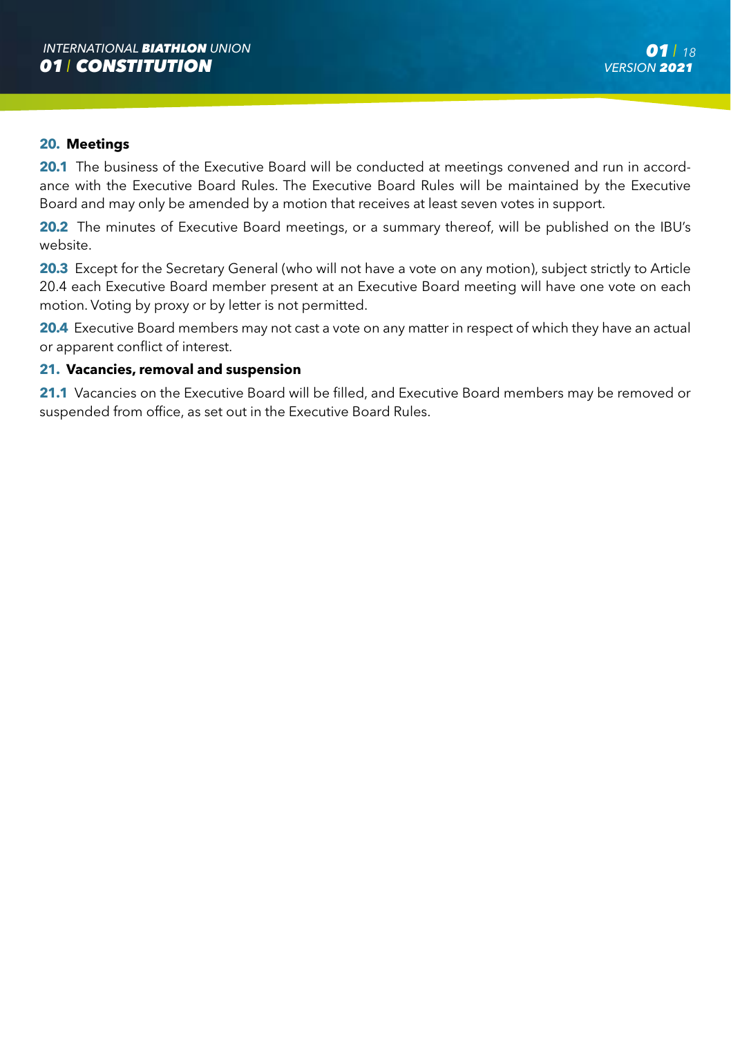## 20. Meetings

**20.1** The business of the Executive Board will be conducted at meetings convened and run in accordance with the Executive Board Rules. The Executive Board Rules will be maintained by the Executive Board and may only be amended by a motion that receives at least seven votes in support.

**20.2** The minutes of Executive Board meetings, or a summary thereof, will be published on the IBU's website.

**20.3** Except for the Secretary General (who will not have a vote on any motion), subject strictly to Article 20.4 each Executive Board member present at an Executive Board meeting will have one vote on each motion. Voting by proxy or by letter is not permitted.

**20.4** Executive Board members may not cast a vote on any matter in respect of which they have an actual or apparent conflict of interest.

## 21. Vacancies, removal and suspension

**21.1** Vacancies on the Executive Board will be filled, and Executive Board members may be removed or suspended from office, as set out in the Executive Board Rules.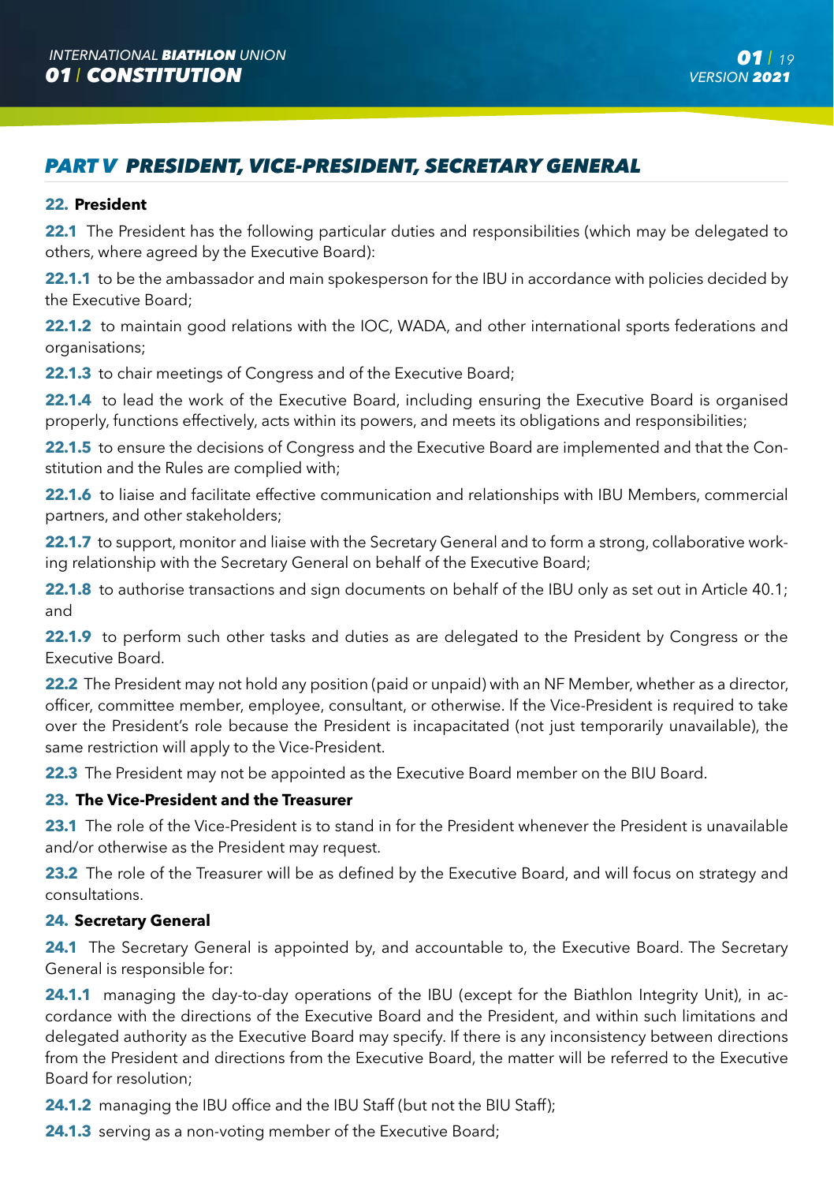## PART V PRESIDENT, VICE-PRESIDENT, SECRETARY GENERAL

### 22. President

**22.1** The President has the following particular duties and responsibilities (which may be delegated to others, where agreed by the Executive Board):

**22.1.1** to be the ambassador and main spokesperson for the IBU in accordance with policies decided by the Executive Board;

**22.1.2** to maintain good relations with the IOC, WADA, and other international sports federations and organisations;

**22.1.3** to chair meetings of Congress and of the Executive Board;

**22.1.4** to lead the work of the Executive Board, including ensuring the Executive Board is organised properly, functions effectively, acts within its powers, and meets its obligations and responsibilities;

**22.1.5** to ensure the decisions of Congress and the Executive Board are implemented and that the Constitution and the Rules are complied with;

**22.1.6** to liaise and facilitate effective communication and relationships with IBU Members, commercial partners, and other stakeholders;

**22.1.7** to support, monitor and liaise with the Secretary General and to form a strong, collaborative working relationship with the Secretary General on behalf of the Executive Board;

**22.1.8** to authorise transactions and sign documents on behalf of the IBU only as set out in Article 40.1; and

**22.1.9** to perform such other tasks and duties as are delegated to the President by Congress or the Executive Board.

**22.2** The President may not hold any position (paid or unpaid) with an NF Member, whether as a director, officer, committee member, employee, consultant, or otherwise. If the Vice-President is required to take over the President's role because the President is incapacitated (not just temporarily unavailable), the same restriction will apply to the Vice-President.

**22.3** The President may not be appointed as the Executive Board member on the BIU Board.

### 23. The Vice-President and the Treasurer

**23.1** The role of the Vice-President is to stand in for the President whenever the President is unavailable and/or otherwise as the President may request.

**23.2** The role of the Treasurer will be as defined by the Executive Board, and will focus on strategy and consultations.

### 24. Secretary General

**24.1** The Secretary General is appointed by, and accountable to, the Executive Board. The Secretary General is responsible for:

**24.1.1** managing the day-to-day operations of the IBU (except for the Biathlon Integrity Unit), in accordance with the directions of the Executive Board and the President, and within such limitations and delegated authority as the Executive Board may specify. If there is any inconsistency between directions from the President and directions from the Executive Board, the matter will be referred to the Executive Board for resolution;

**24.1.2** managing the IBU office and the IBU Staff (but not the BIU Staff);

**24.1.3** serving as a non-voting member of the Executive Board;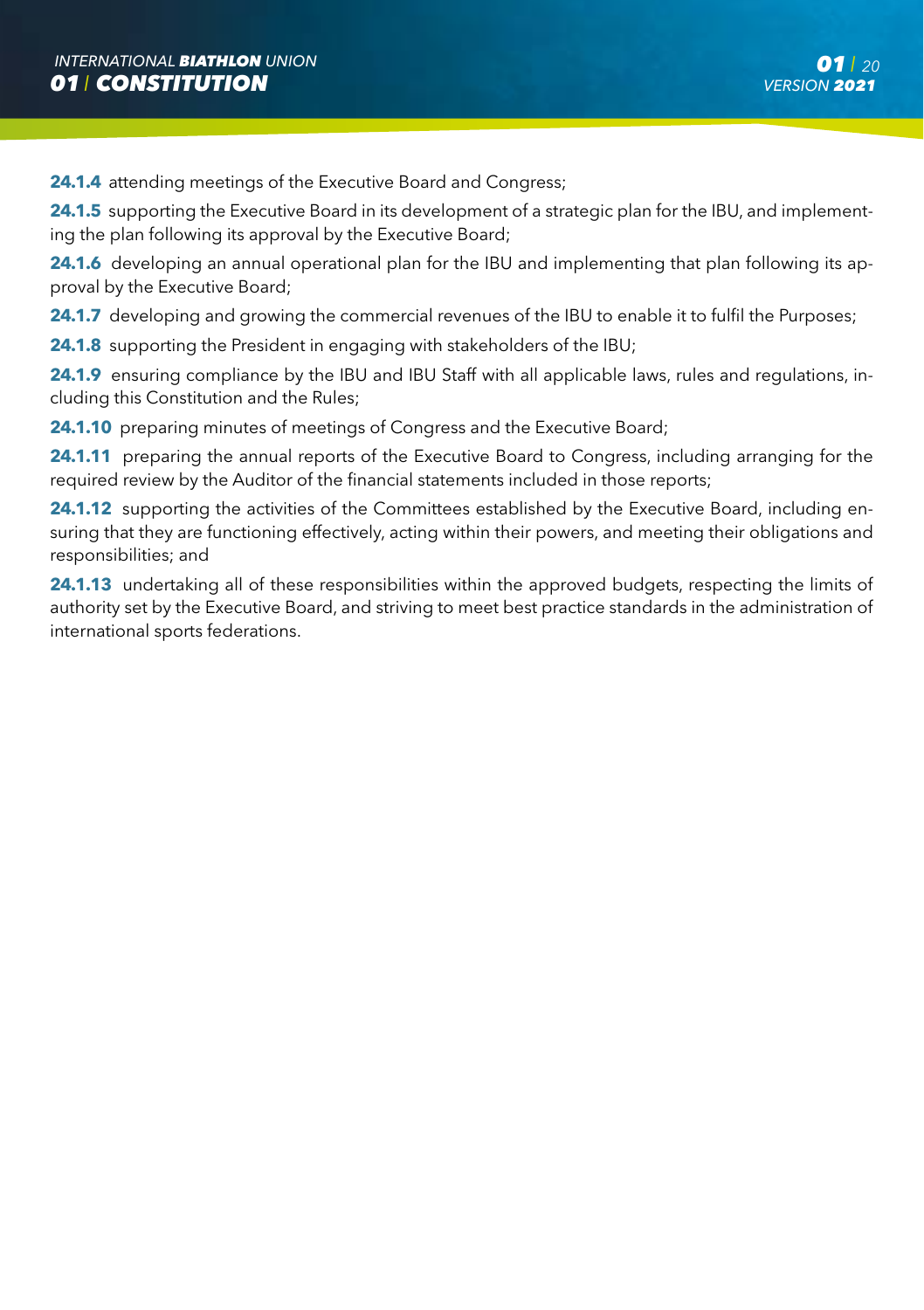**24.1.4** attending meetings of the Executive Board and Congress;

**24.1.5** supporting the Executive Board in its development of a strategic plan for the IBU, and implementing the plan following its approval by the Executive Board;

**24.1.6** developing an annual operational plan for the IBU and implementing that plan following its approval by the Executive Board;

**24.1.7** developing and growing the commercial revenues of the IBU to enable it to fulfil the Purposes;

**24.1.8** supporting the President in engaging with stakeholders of the IBU;

**24.1.9** ensuring compliance by the IBU and IBU Staff with all applicable laws, rules and regulations, including this Constitution and the Rules;

**24.1.10** preparing minutes of meetings of Congress and the Executive Board;

**24.1.11** preparing the annual reports of the Executive Board to Congress, including arranging for the required review by the Auditor of the financial statements included in those reports;

**24.1.12** supporting the activities of the Committees established by the Executive Board, including ensuring that they are functioning effectively, acting within their powers, and meeting their obligations and responsibilities; and

**24.1.13** undertaking all of these responsibilities within the approved budgets, respecting the limits of authority set by the Executive Board, and striving to meet best practice standards in the administration of international sports federations.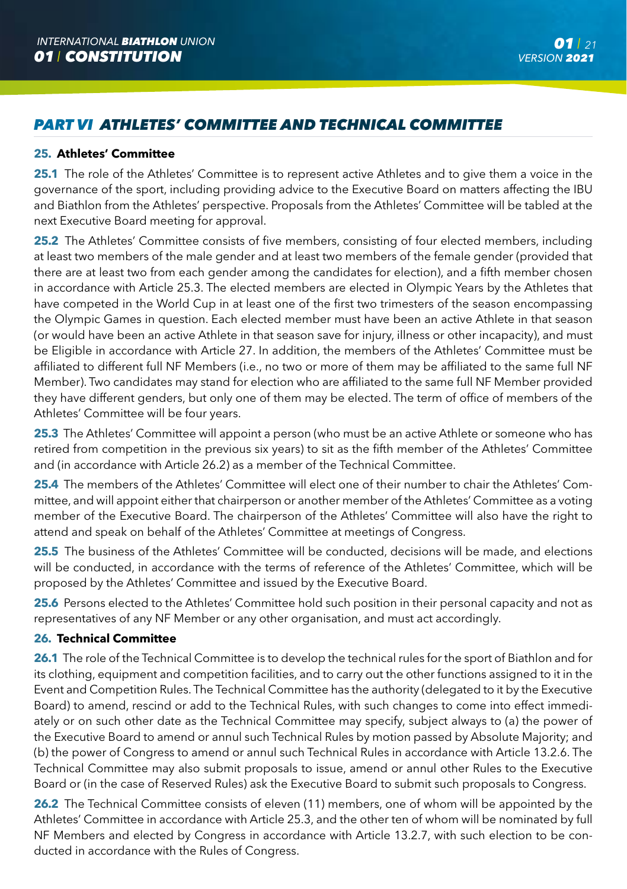## PART VI ATHLETES' COMMITTEE AND TECHNICAL COMMITTEE

### 25. Athletes' Committee

**25.1** The role of the Athletes' Committee is to represent active Athletes and to give them a voice in the governance of the sport, including providing advice to the Executive Board on matters affecting the IBU and Biathlon from the Athletes' perspective. Proposals from the Athletes' Committee will be tabled at the next Executive Board meeting for approval.

**25.2** The Athletes' Committee consists of five members, consisting of four elected members, including at least two members of the male gender and at least two members of the female gender (provided that there are at least two from each gender among the candidates for election), and a fifth member chosen in accordance with Article 25.3. The elected members are elected in Olympic Years by the Athletes that have competed in the World Cup in at least one of the first two trimesters of the season encompassing the Olympic Games in question. Each elected member must have been an active Athlete in that season (or would have been an active Athlete in that season save for injury, illness or other incapacity), and must be Eligible in accordance with Article 27. In addition, the members of the Athletes' Committee must be affiliated to different full NF Members (i.e., no two or more of them may be affiliated to the same full NF Member). Two candidates may stand for election who are affiliated to the same full NF Member provided they have different genders, but only one of them may be elected. The term of office of members of the Athletes' Committee will be four years.

**25.3** The Athletes' Committee will appoint a person (who must be an active Athlete or someone who has retired from competition in the previous six years) to sit as the fifth member of the Athletes' Committee and (in accordance with Article 26.2) as a member of the Technical Committee.

**25.4** The members of the Athletes' Committee will elect one of their number to chair the Athletes' Committee, and will appoint either that chairperson or another member of the Athletes' Committee as a voting member of the Executive Board. The chairperson of the Athletes' Committee will also have the right to attend and speak on behalf of the Athletes' Committee at meetings of Congress.

**25.5** The business of the Athletes' Committee will be conducted, decisions will be made, and elections will be conducted, in accordance with the terms of reference of the Athletes' Committee, which will be proposed by the Athletes' Committee and issued by the Executive Board.

**25.6** Persons elected to the Athletes' Committee hold such position in their personal capacity and not as representatives of any NF Member or any other organisation, and must act accordingly.

### 26. Technical Committee

**26.1** The role of the Technical Committee is to develop the technical rules for the sport of Biathlon and for its clothing, equipment and competition facilities, and to carry out the other functions assigned to it in the Event and Competition Rules. The Technical Committee has the authority (delegated to it by the Executive Board) to amend, rescind or add to the Technical Rules, with such changes to come into effect immediately or on such other date as the Technical Committee may specify, subject always to (a) the power of the Executive Board to amend or annul such Technical Rules by motion passed by Absolute Majority; and (b) the power of Congress to amend or annul such Technical Rules in accordance with Article 13.2.6. The Technical Committee may also submit proposals to issue, amend or annul other Rules to the Executive Board or (in the case of Reserved Rules) ask the Executive Board to submit such proposals to Congress.

**26.2** The Technical Committee consists of eleven (11) members, one of whom will be appointed by the Athletes' Committee in accordance with Article 25.3, and the other ten of whom will be nominated by full NF Members and elected by Congress in accordance with Article 13.2.7, with such election to be conducted in accordance with the Rules of Congress.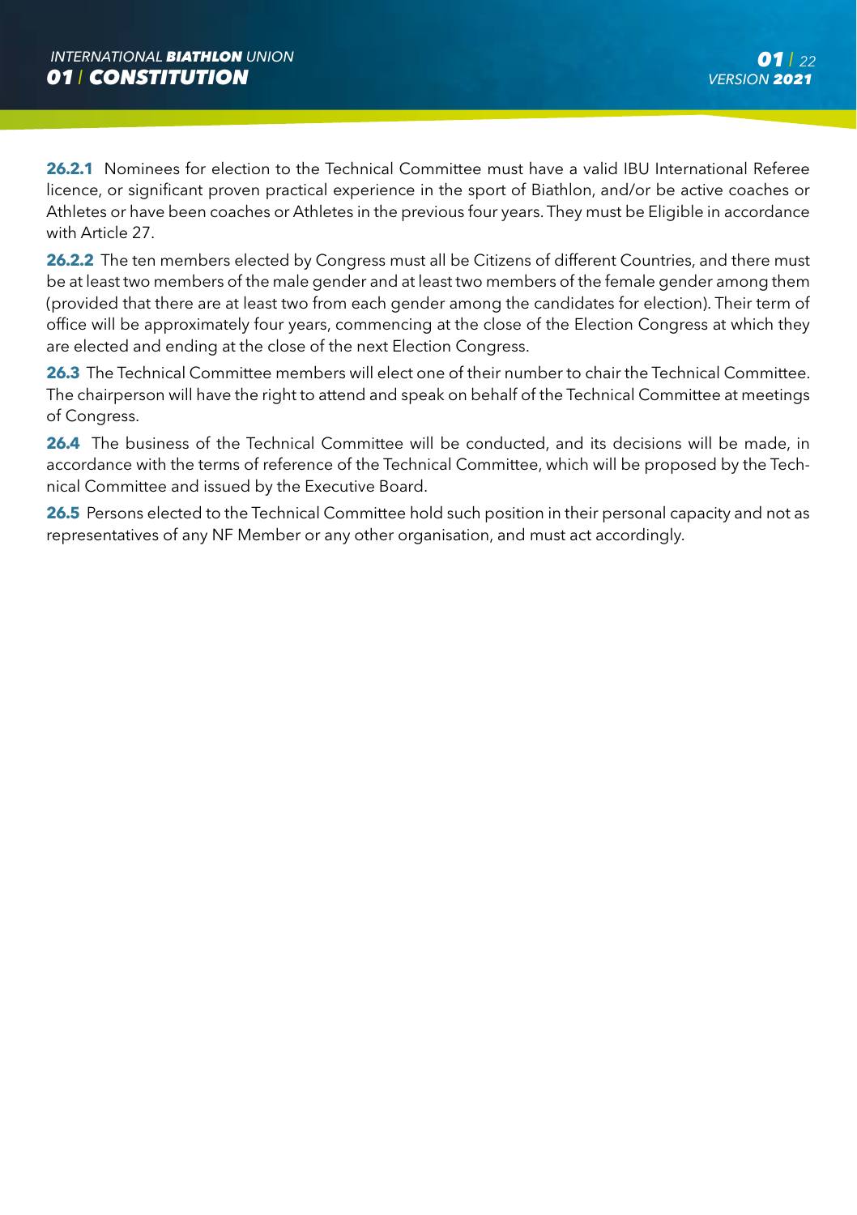**26.2.1** Nominees for election to the Technical Committee must have a valid IBU International Referee licence, or significant proven practical experience in the sport of Biathlon, and/or be active coaches or Athletes or have been coaches or Athletes in the previous four years. They must be Eligible in accordance with Article 27.

**26.2.2** The ten members elected by Congress must all be Citizens of different Countries, and there must be at least two members of the male gender and at least two members of the female gender among them (provided that there are at least two from each gender among the candidates for election). Their term of office will be approximately four years, commencing at the close of the Election Congress at which they are elected and ending at the close of the next Election Congress.

**26.3** The Technical Committee members will elect one of their number to chair the Technical Committee. The chairperson will have the right to attend and speak on behalf of the Technical Committee at meetings of Congress.

**26.4** The business of the Technical Committee will be conducted, and its decisions will be made, in accordance with the terms of reference of the Technical Committee, which will be proposed by the Technical Committee and issued by the Executive Board.

**26.5** Persons elected to the Technical Committee hold such position in their personal capacity and not as representatives of any NF Member or any other organisation, and must act accordingly.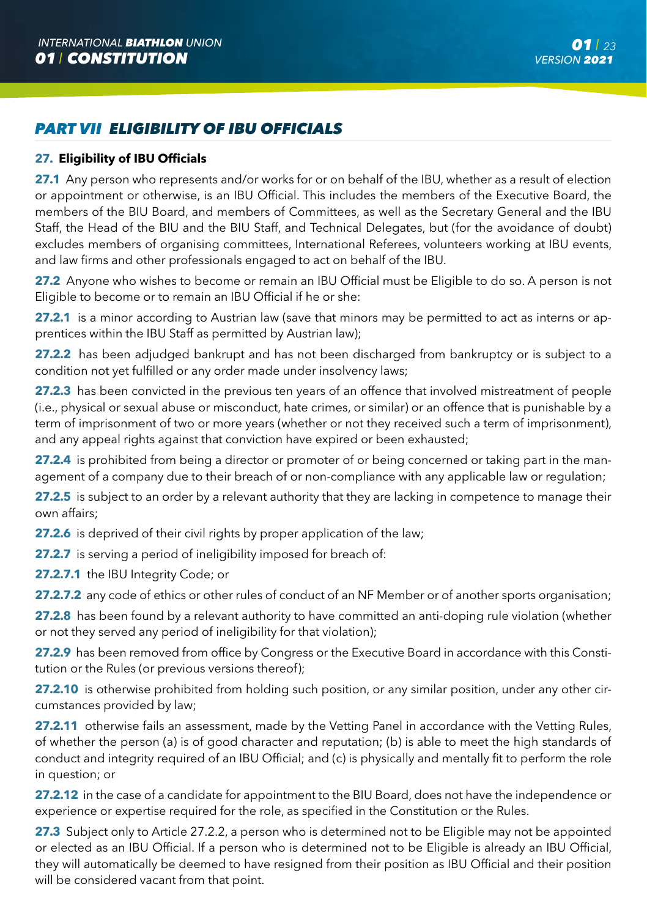## *PART VII ELIGIBILITY OF IBU OFFICIALS*

### 27. Eligibility of IBU Officials

**27.1** Any person who represents and/or works for or on behalf of the IBU, whether as a result of election or appointment or otherwise, is an IBU Official. This includes the members of the Executive Board, the members of the BIU Board, and members of Committees, as well as the Secretary General and the IBU Staff, the Head of the BIU and the BIU Staff, and Technical Delegates, but (for the avoidance of doubt) excludes members of organising committees, International Referees, volunteers working at IBU events, and law firms and other professionals engaged to act on behalf of the IBU.

**27.2** Anyone who wishes to become or remain an IBU Official must be Eligible to do so. A person is not Eligible to become or to remain an IBU Official if he or she:

**27.2.1** is a minor according to Austrian law (save that minors may be permitted to act as interns or apprentices within the IBU Staff as permitted by Austrian law);

**27.2.2** has been adjudged bankrupt and has not been discharged from bankruptcy or is subject to a condition not yet fulfilled or any order made under insolvency laws;

**27.2.3** has been convicted in the previous ten years of an offence that involved mistreatment of people (i.e., physical or sexual abuse or misconduct, hate crimes, or similar) or an offence that is punishable by a term of imprisonment of two or more years (whether or not they received such a term of imprisonment), and any appeal rights against that conviction have expired or been exhausted;

**27.2.4** is prohibited from being a director or promoter of or being concerned or taking part in the management of a company due to their breach of or non-compliance with any applicable law or regulation;

**27.2.5** is subject to an order by a relevant authority that they are lacking in competence to manage their own affairs;

**27.2.6** is deprived of their civil rights by proper application of the law;

**27.2.7** is serving a period of ineligibility imposed for breach of:

**27.2.7.1** the IBU Integrity Code; or

**27.2.7.2** any code of ethics or other rules of conduct of an NF Member or of another sports organisation;

**27.2.8** has been found by a relevant authority to have committed an anti-doping rule violation (whether or not they served any period of ineligibility for that violation);

**27.2.9** has been removed from office by Congress or the Executive Board in accordance with this Constitution or the Rules (or previous versions thereof);

**27.2.10** is otherwise prohibited from holding such position, or any similar position, under any other circumstances provided by law;

**27.2.11** otherwise fails an assessment, made by the Vetting Panel in accordance with the Vetting Rules, of whether the person (a) is of good character and reputation; (b) is able to meet the high standards of conduct and integrity required of an IBU Official; and (c) is physically and mentally fit to perform the role in question; or

**27.2.12** in the case of a candidate for appointment to the BIU Board, does not have the independence or experience or expertise required for the role, as specified in the Constitution or the Rules.

**27.3** Subject only to Article 27.2.2, a person who is determined not to be Eligible may not be appointed or elected as an IBU Official. If a person who is determined not to be Eligible is already an IBU Official, they will automatically be deemed to have resigned from their position as IBU Official and their position will be considered vacant from that point.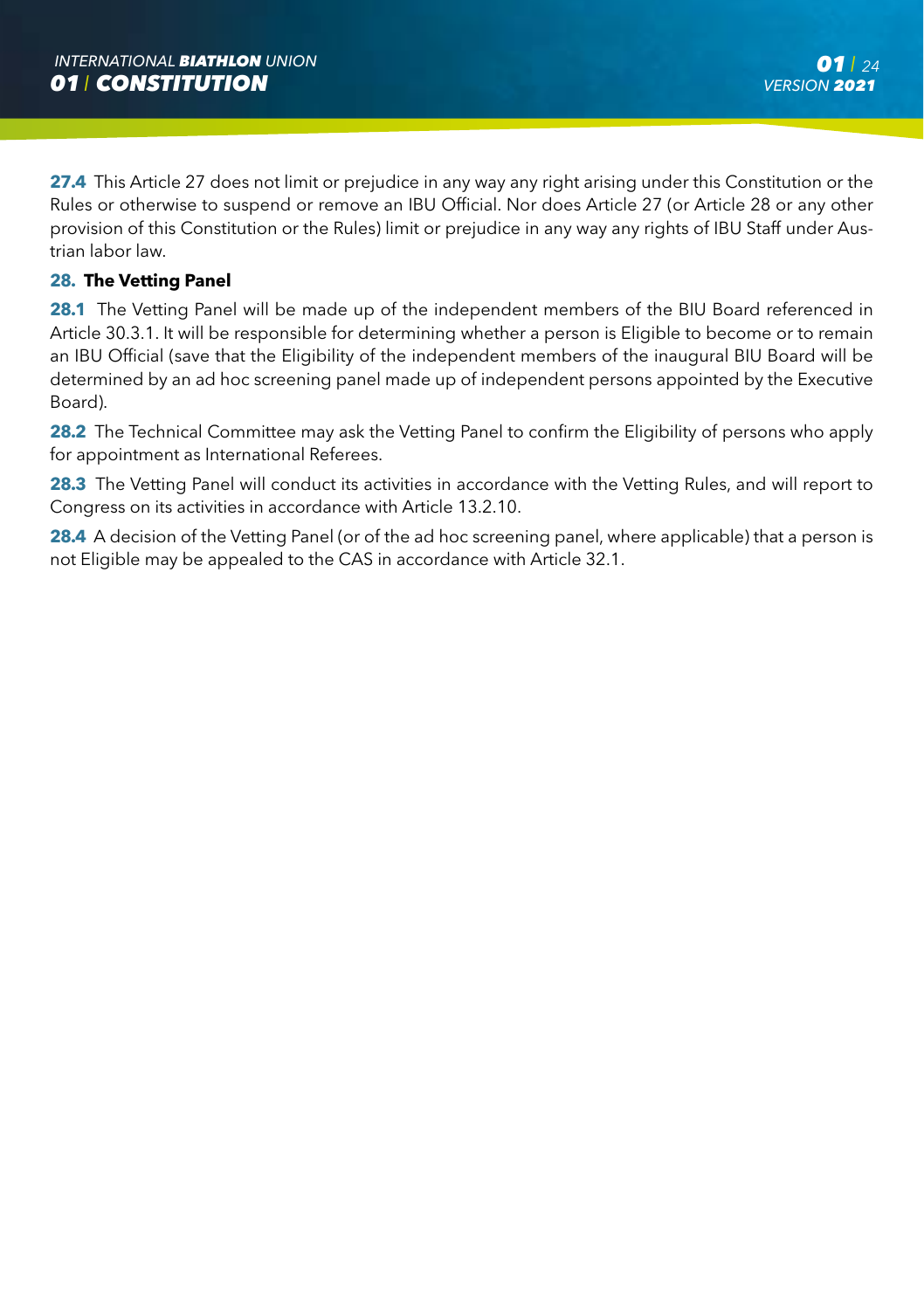**27.4** This Article 27 does not limit or prejudice in any way any right arising under this Constitution or the Rules or otherwise to suspend or remove an IBU Official. Nor does Article 27 (or Article 28 or any other provision of this Constitution or the Rules) limit or prejudice in any way any rights of IBU Staff under Austrian labor law.

## 28. The Vetting Panel

**28.1** The Vetting Panel will be made up of the independent members of the BIU Board referenced in Article 30.3.1. It will be responsible for determining whether a person is Eligible to become or to remain an IBU Official (save that the Eligibility of the independent members of the inaugural BIU Board will be determined by an ad hoc screening panel made up of independent persons appointed by the Executive Board).

**28.2** The Technical Committee may ask the Vetting Panel to confirm the Eligibility of persons who apply for appointment as International Referees.

**28.3** The Vetting Panel will conduct its activities in accordance with the Vetting Rules, and will report to Congress on its activities in accordance with Article 13.2.10.

**28.4** A decision of the Vetting Panel (or of the ad hoc screening panel, where applicable) that a person is not Eligible may be appealed to the CAS in accordance with Article 32.1.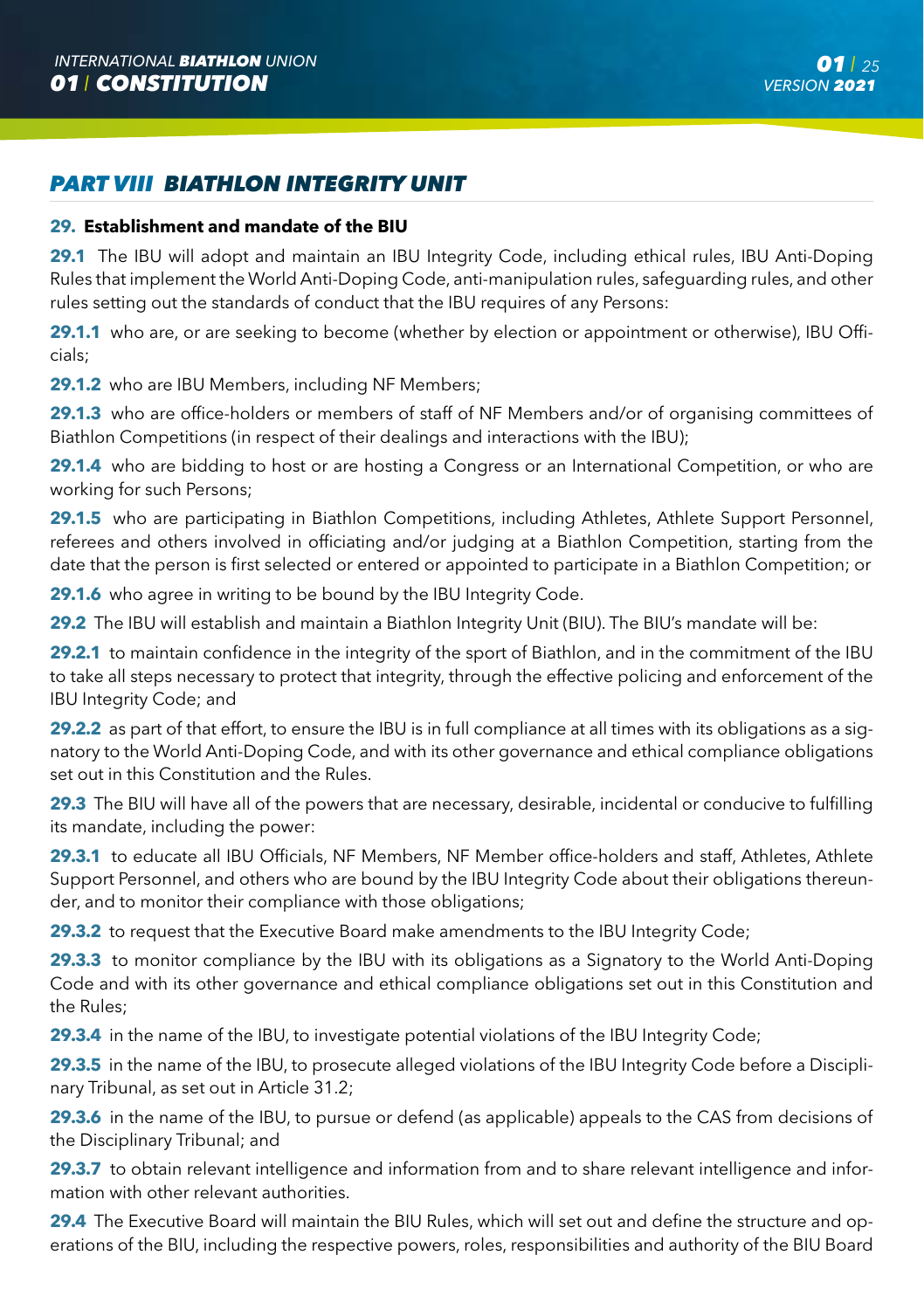## PART VIII BIATHLON INTEGRITY UNIT

### 29. Establishment and mandate of the BIU

**29.1** The IBU will adopt and maintain an IBU Integrity Code, including ethical rules, IBU Anti-Doping Rules that implement the World Anti-Doping Code, anti-manipulation rules, safeguarding rules, and other rules setting out the standards of conduct that the IBU requires of any Persons:

**29.1.1** who are, or are seeking to become (whether by election or appointment or otherwise), IBU Officials;

**29.1.2** who are IBU Members, including NF Members;

**29.1.3** who are office-holders or members of staff of NF Members and/or of organising committees of Biathlon Competitions (in respect of their dealings and interactions with the IBU);

**29.1.4** who are bidding to host or are hosting a Congress or an International Competition, or who are working for such Persons;

**29.1.5** who are participating in Biathlon Competitions, including Athletes, Athlete Support Personnel, referees and others involved in officiating and/or judging at a Biathlon Competition, starting from the date that the person is first selected or entered or appointed to participate in a Biathlon Competition; or

**29.1.6** who agree in writing to be bound by the IBU Integrity Code.

**29.2** The IBU will establish and maintain a Biathlon Integrity Unit (BIU). The BIU's mandate will be:

**29.2.1** to maintain confidence in the integrity of the sport of Biathlon, and in the commitment of the IBU to take all steps necessary to protect that integrity, through the effective policing and enforcement of the IBU Integrity Code; and

**29.2.2** as part of that effort, to ensure the IBU is in full compliance at all times with its obligations as a signatory to the World Anti-Doping Code, and with its other governance and ethical compliance obligations set out in this Constitution and the Rules.

**29.3** The BIU will have all of the powers that are necessary, desirable, incidental or conducive to fulfilling its mandate, including the power:

**29.3.1** to educate all IBU Officials, NF Members, NF Member office-holders and staff, Athletes, Athlete Support Personnel, and others who are bound by the IBU Integrity Code about their obligations thereunder, and to monitor their compliance with those obligations;

**29.3.2** to request that the Executive Board make amendments to the IBU Integrity Code;

**29.3.3** to monitor compliance by the IBU with its obligations as a Signatory to the World Anti-Doping Code and with its other governance and ethical compliance obligations set out in this Constitution and the Rules;

**29.3.4** in the name of the IBU, to investigate potential violations of the IBU Integrity Code;

**29.3.5** in the name of the IBU, to prosecute alleged violations of the IBU Integrity Code before a Disciplinary Tribunal, as set out in Article 31.2;

**29.3.6** in the name of the IBU, to pursue or defend (as applicable) appeals to the CAS from decisions of the Disciplinary Tribunal; and

**29.3.7** to obtain relevant intelligence and information from and to share relevant intelligence and information with other relevant authorities.

**29.4** The Executive Board will maintain the BIU Rules, which will set out and define the structure and operations of the BIU, including the respective powers, roles, responsibilities and authority of the BIU Board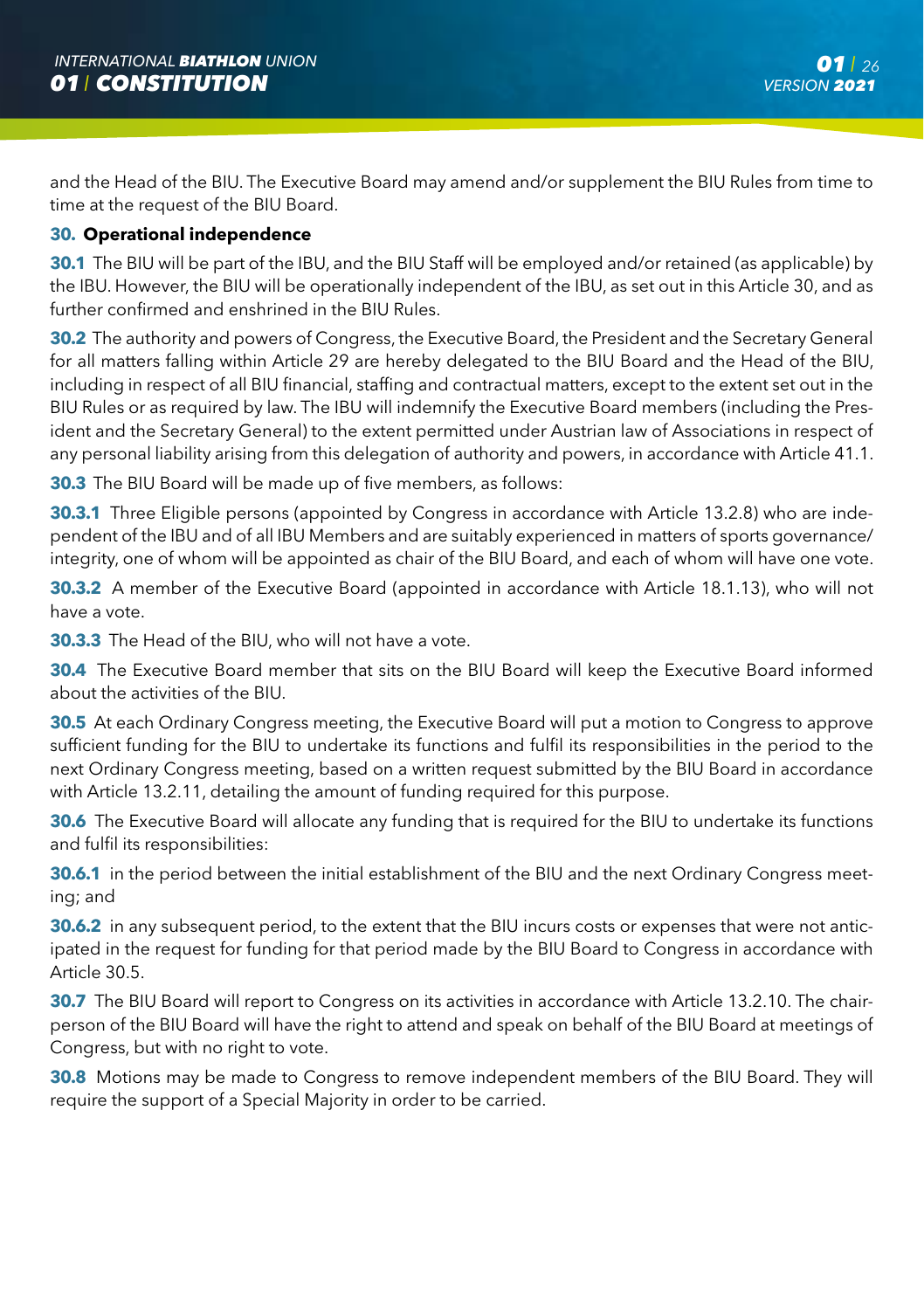and the Head of the BIU. The Executive Board may amend and/or supplement the BIU Rules from time to time at the request of the BIU Board.

## 30. Operational independence

**30.1** The BIU will be part of the IBU, and the BIU Staff will be employed and/or retained (as applicable) by the IBU. However, the BIU will be operationally independent of the IBU, as set out in this Article 30, and as further confirmed and enshrined in the BIU Rules.

**30.2** The authority and powers of Congress, the Executive Board, the President and the Secretary General for all matters falling within Article 29 are hereby delegated to the BIU Board and the Head of the BIU, including in respect of all BIU financial, staffing and contractual matters, except to the extent set out in the BIU Rules or as required by law. The IBU will indemnify the Executive Board members (including the President and the Secretary General) to the extent permitted under Austrian law of Associations in respect of any personal liability arising from this delegation of authority and powers, in accordance with Article 41.1.

**30.3** The BIU Board will be made up of five members, as follows:

**30.3.1** Three Eligible persons (appointed by Congress in accordance with Article 13.2.8) who are independent of the IBU and of all IBU Members and are suitably experienced in matters of sports governance/integrity, one of whom will be appointed as chair of the BIU Board, and each of whom will have one vote.

**30.3.2** A member of the Executive Board (appointed in accordance with Article 18.1.13), who will not have a vote.

**30.3.3** The Head of the BIU, who will not have a vote.

**30.4** The Executive Board member that sits on the BIU Board will keep the Executive Board informed about the activities of the BIU.

**30.5** At each Ordinary Congress meeting, the Executive Board will put a motion to Congress to approve sufficient funding for the BIU to undertake its functions and fulfil its responsibilities in the period to the next Ordinary Congress meeting, based on a written request submitted by the BIU Board in accordance with Article 13.2.11, detailing the amount of funding required for this purpose.

**30.6** The Executive Board will allocate any funding that is required for the BIU to undertake its functions and fulfil its responsibilities:

**30.6.1** in the period between the initial establishment of the BIU and the next Ordinary Congress meeting; and

**30.6.2** in any subsequent period, to the extent that the BIU incurs costs or expenses that were not anticipated in the request for funding for that period made by the BIU Board to Congress in accordance with Article 30.5.

**30.7** The BIU Board will report to Congress on its activities in accordance with Article 13.2.10. The chairperson of the BIU Board will have the right to attend and speak on behalf of the BIU Board at meetings of Congress, but with no right to vote.

**30.8** Motions may be made to Congress to remove independent members of the BIU Board. They will require the support of a Special Majority in order to be carried.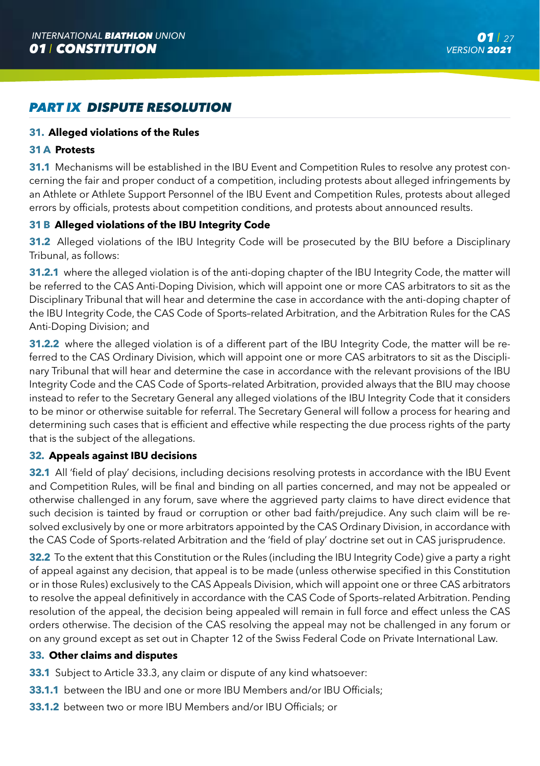## PART IX DISPUTE RESOLUTION

### 31. Alleged violations of the Rules

#### 31 A Protests

**31.1** Mechanisms will be established in the IBU Event and Competition Rules to resolve any protest concerning the fair and proper conduct of a competition, including protests about alleged infringements by an Athlete or Athlete Support Personnel of the IBU Event and Competition Rules, protests about alleged errors by officials, protests about competition conditions, and protests about announced results.

#### 31 B Alleged violations of the IBU Integrity Code

**31.2** Alleged violations of the IBU Integrity Code will be prosecuted by the BIU before a Disciplinary Tribunal, as follows:

**31.2.1** where the alleged violation is of the anti-doping chapter of the IBU Integrity Code, the matter will be referred to the CAS Anti-Doping Division, which will appoint one or more CAS arbitrators to sit as the Disciplinary Tribunal that will hear and determine the case in accordance with the anti-doping chapter of the IBU Integrity Code, the CAS Code of Sports–related Arbitration, and the Arbitration Rules for the CAS Anti-Doping Division; and

**31.2.2** where the alleged violation is of a different part of the IBU Integrity Code, the matter will be referred to the CAS Ordinary Division, which will appoint one or more CAS arbitrators to sit as the Disciplinary Tribunal that will hear and determine the case in accordance with the relevant provisions of the IBU Integrity Code and the CAS Code of Sports–related Arbitration, provided always that the BIU may choose instead to refer to the Secretary General any alleged violations of the IBU Integrity Code that it considers to be minor or otherwise suitable for referral. The Secretary General will follow a process for hearing and determining such cases that is efficient and effective while respecting the due process rights of the party that is the subject of the allegations.

### 32. Appeals against IBU decisions

**32.1** All 'field of play' decisions, including decisions resolving protests in accordance with the IBU Event and Competition Rules, will be final and binding on all parties concerned, and may not be appealed or otherwise challenged in any forum, save where the aggrieved party claims to have direct evidence that such decision is tainted by fraud or corruption or other bad faith/prejudice. Any such claim will be resolved exclusively by one or more arbitrators appointed by the CAS Ordinary Division, in accordance with the CAS Code of Sports-related Arbitration and the 'field of play' doctrine set out in CAS jurisprudence.

**32.2** To the extent that this Constitution or the Rules (including the IBU Integrity Code) give a party a right of appeal against any decision, that appeal is to be made (unless otherwise specified in this Constitution or in those Rules) exclusively to the CAS Appeals Division, which will appoint one or three CAS arbitrators to resolve the appeal definitively in accordance with the CAS Code of Sports–related Arbitration. Pending resolution of the appeal, the decision being appealed will remain in full force and effect unless the CAS orders otherwise. The decision of the CAS resolving the appeal may not be challenged in any forum or on any ground except as set out in Chapter 12 of the Swiss Federal Code on Private International Law.

### 33. Other claims and disputes

**33.1** Subject to Article 33.3, any claim or dispute of any kind whatsoever:

**33.1.1** between the IBU and one or more IBU Members and/or IBU Officials;

**33.1.2** between two or more IBU Members and/or IBU Officials; or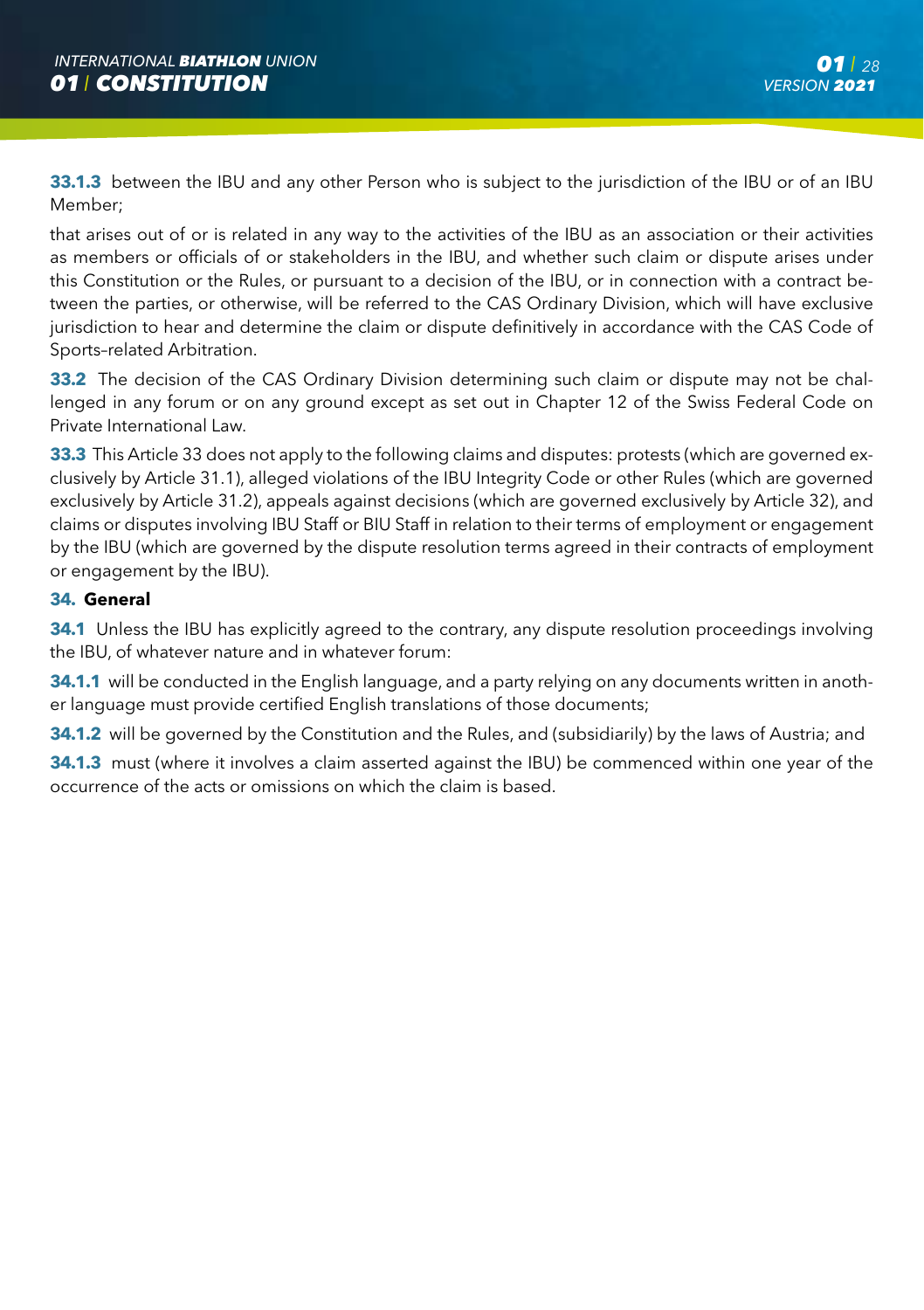**33.1.3** between the IBU and any other Person who is subject to the jurisdiction of the IBU or of an IBU Member;

that arises out of or is related in any way to the activities of the IBU as an association or their activities as members or officials of or stakeholders in the IBU, and whether such claim or dispute arises under this Constitution or the Rules, or pursuant to a decision of the IBU, or in connection with a contract between the parties, or otherwise, will be referred to the CAS Ordinary Division, which will have exclusive jurisdiction to hear and determine the claim or dispute definitively in accordance with the CAS Code of Sports–related Arbitration.

**33.2** The decision of the CAS Ordinary Division determining such claim or dispute may not be challenged in any forum or on any ground except as set out in Chapter 12 of the Swiss Federal Code on Private International Law.

**33.3** This Article 33 does not apply to the following claims and disputes: protests (which are governed exclusively by Article 31.1), alleged violations of the IBU Integrity Code or other Rules (which are governed exclusively by Article 31.2), appeals against decisions (which are governed exclusively by Article 32), and claims or disputes involving IBU Staff or BIU Staff in relation to their terms of employment or engagement by the IBU (which are governed by the dispute resolution terms agreed in their contracts of employment or engagement by the IBU).

**34. General**

**34.1** Unless the IBU has explicitly agreed to the contrary, any dispute resolution proceedings involving the IBU, of whatever nature and in whatever forum:

**34.1.1** will be conducted in the English language, and a party relying on any documents written in another language must provide certified English translations of those documents;

**34.1.2** will be governed by the Constitution and the Rules, and (subsidiarily) by the laws of Austria; and

**34.1.3** must (where it involves a claim asserted against the IBU) be commenced within one year of the occurrence of the acts or omissions on which the claim is based.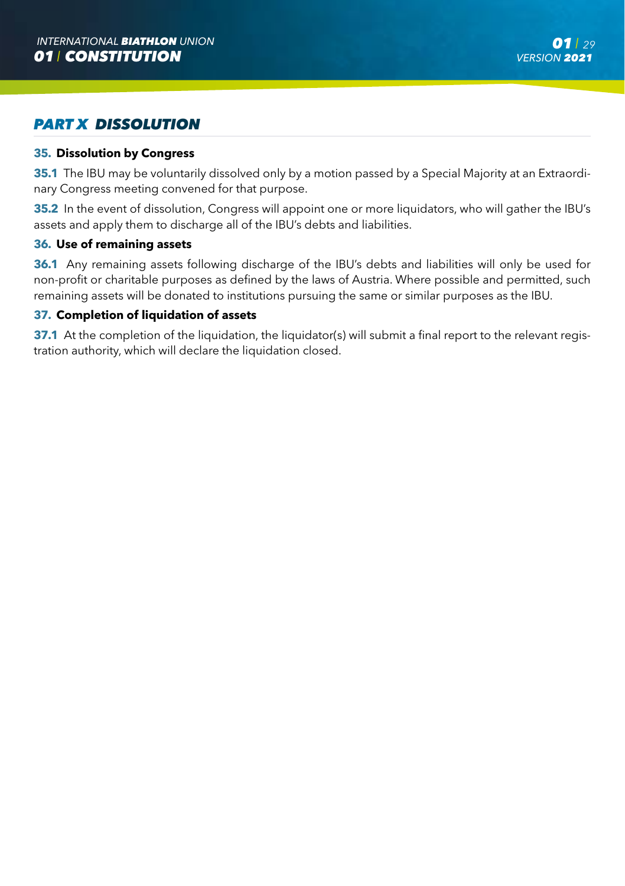## PART X DISSOLUTION

### 35. Dissolution by Congress

**35.1** The IBU may be voluntarily dissolved only by a motion passed by a Special Majority at an Extraordinary Congress meeting convened for that purpose.

**35.2** In the event of dissolution, Congress will appoint one or more liquidators, who will gather the IBU's assets and apply them to discharge all of the IBU's debts and liabilities.

### 36. Use of remaining assets

**36.1** Any remaining assets following discharge of the IBU's debts and liabilities will only be used for non-profit or charitable purposes as defined by the laws of Austria. Where possible and permitted, such remaining assets will be donated to institutions pursuing the same or similar purposes as the IBU.

### 37. Completion of liquidation of assets

**37.1** At the completion of the liquidation, the liquidator(s) will submit a final report to the relevant registration authority, which will declare the liquidation closed.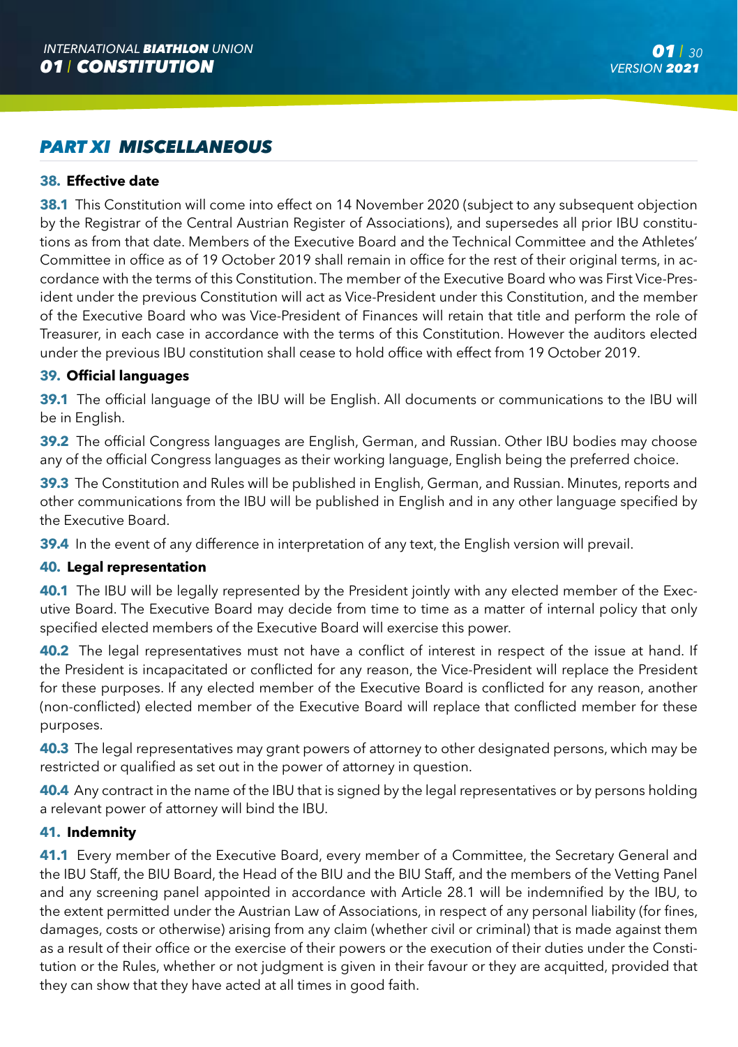## PART XI MISCELLANEOUS

### 38. Effective date

**38.1** This Constitution will come into effect on 14 November 2020 (subject to any subsequent objection by the Registrar of the Central Austrian Register of Associations), and supersedes all prior IBU constitutions as from that date. Members of the Executive Board and the Technical Committee and the Athletes' Committee in office as of 19 October 2019 shall remain in office for the rest of their original terms, in accordance with the terms of this Constitution. The member of the Executive Board who was First Vice-President under the previous Constitution will act as Vice-President under this Constitution, and the member of the Executive Board who was Vice-President of Finances will retain that title and perform the role of Treasurer, in each case in accordance with the terms of this Constitution. However the auditors elected under the previous IBU constitution shall cease to hold office with effect from 19 October 2019.

### 39. Official languages

**39.1** The official language of the IBU will be English. All documents or communications to the IBU will be in English.

**39.2** The official Congress languages are English, German, and Russian. Other IBU bodies may choose any of the official Congress languages as their working language, English being the preferred choice.

**39.3** The Constitution and Rules will be published in English, German, and Russian. Minutes, reports and other communications from the IBU will be published in English and in any other language specified by the Executive Board.

**39.4** In the event of any difference in interpretation of any text, the English version will prevail.

### 40. Legal representation

**40.1** The IBU will be legally represented by the President jointly with any elected member of the Executive Board. The Executive Board may decide from time to time as a matter of internal policy that only specified elected members of the Executive Board will exercise this power.

**40.2** The legal representatives must not have a conflict of interest in respect of the issue at hand. If the President is incapacitated or conflicted for any reason, the Vice-President will replace the President for these purposes. If any elected member of the Executive Board is conflicted for any reason, another (non-conflicted) elected member of the Executive Board will replace that conflicted member for these purposes.

**40.3** The legal representatives may grant powers of attorney to other designated persons, which may be restricted or qualified as set out in the power of attorney in question.

**40.4** Any contract in the name of the IBU that is signed by the legal representatives or by persons holding a relevant power of attorney will bind the IBU.

### 41. Indemnity

**41.1** Every member of the Executive Board, every member of a Committee, the Secretary General and the IBU Staff, the BIU Board, the Head of the BIU and the BIU Staff, and the members of the Vetting Panel and any screening panel appointed in accordance with Article 28.1 will be indemnified by the IBU, to the extent permitted under the Austrian Law of Associations, in respect of any personal liability (for fines, damages, costs or otherwise) arising from any claim (whether civil or criminal) that is made against them as a result of their office or the exercise of their powers or the execution of their duties under the Constitution or the Rules, whether or not judgment is given in their favour or they are acquitted, provided that they can show that they have acted at all times in good faith.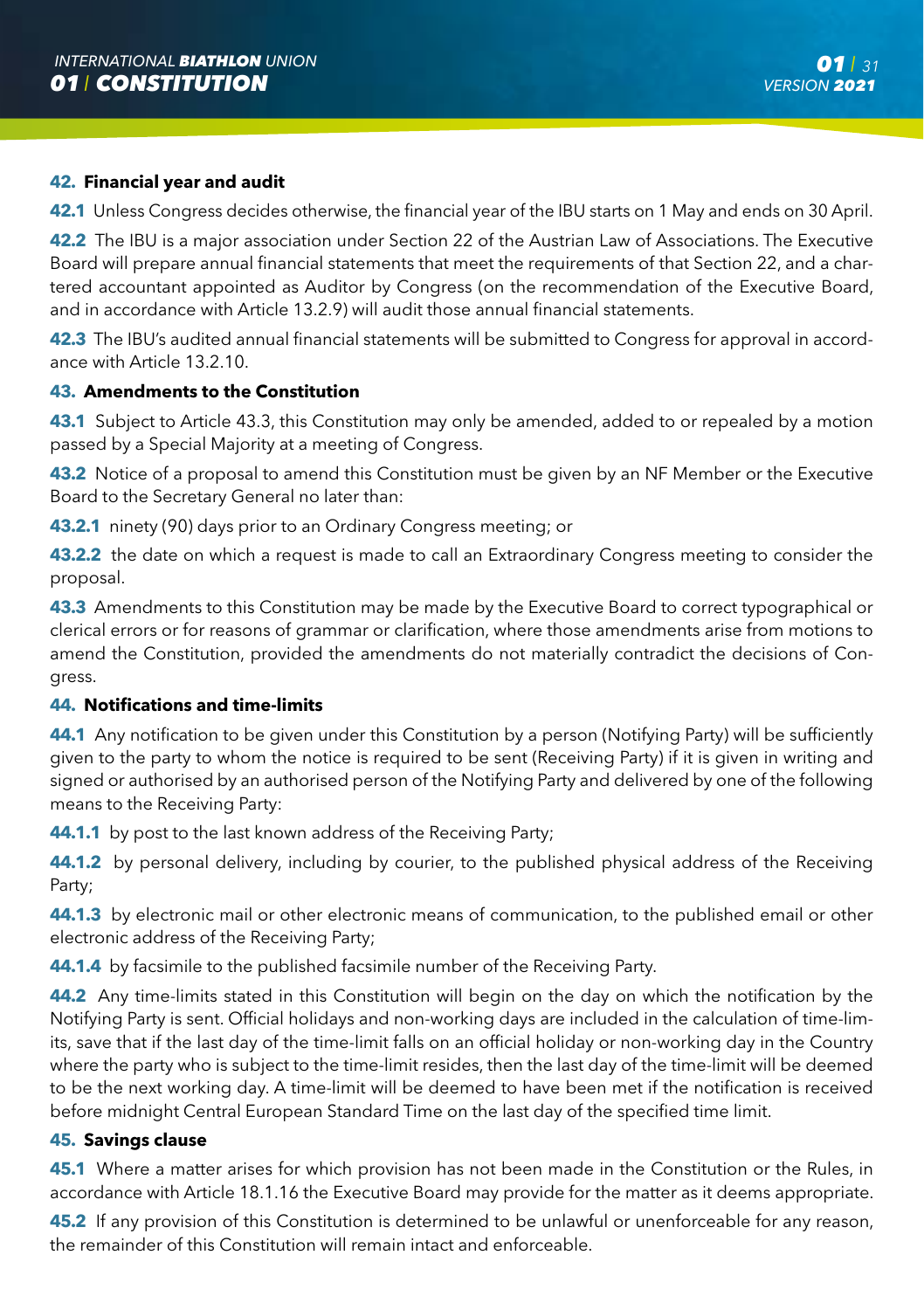## 42. Financial year and audit

**42.1** Unless Congress decides otherwise, the financial year of the IBU starts on 1 May and ends on 30 April.

**42.2** The IBU is a major association under Section 22 of the Austrian Law of Associations. The Executive Board will prepare annual financial statements that meet the requirements of that Section 22, and a chartered accountant appointed as Auditor by Congress (on the recommendation of the Executive Board, and in accordance with Article 13.2.9) will audit those annual financial statements.

**42.3** The IBU's audited annual financial statements will be submitted to Congress for approval in accordance with Article 13.2.10.

## 43. Amendments to the Constitution

**43.1** Subject to Article 43.3, this Constitution may only be amended, added to or repealed by a motion passed by a Special Majority at a meeting of Congress.

**43.2** Notice of a proposal to amend this Constitution must be given by an NF Member or the Executive Board to the Secretary General no later than:

**43.2.1** ninety (90) days prior to an Ordinary Congress meeting; or

**43.2.2** the date on which a request is made to call an Extraordinary Congress meeting to consider the proposal.

**43.3** Amendments to this Constitution may be made by the Executive Board to correct typographical or clerical errors or for reasons of grammar or clarification, where those amendments arise from motions to amend the Constitution, provided the amendments do not materially contradict the decisions of Congress.

## 44. Notifications and time-limits

**44.1** Any notification to be given under this Constitution by a person (Notifying Party) will be sufficiently given to the party to whom the notice is required to be sent (Receiving Party) if it is given in writing and signed or authorised by an authorised person of the Notifying Party and delivered by one of the following means to the Receiving Party:

**44.1.1** by post to the last known address of the Receiving Party;

**44.1.2** by personal delivery, including by courier, to the published physical address of the Receiving Party;

**44.1.3** by electronic mail or other electronic means of communication, to the published email or other electronic address of the Receiving Party;

**44.1.4** by facsimile to the published facsimile number of the Receiving Party.

**44.2** Any time-limits stated in this Constitution will begin on the day on which the notification by the Notifying Party is sent. Official holidays and non-working days are included in the calculation of time-limits, save that if the last day of the time-limit falls on an official holiday or non-working day in the Country where the party who is subject to the time-limit resides, then the last day of the time-limit will be deemed to be the next working day. A time-limit will be deemed to have been met if the notification is received before midnight Central European Standard Time on the last day of the specified time limit.

## 45. Savings clause

**45.1** Where a matter arises for which provision has not been made in the Constitution or the Rules, in accordance with Article 18.1.16 the Executive Board may provide for the matter as it deems appropriate.

**45.2** If any provision of this Constitution is determined to be unlawful or unenforceable for any reason, the remainder of this Constitution will remain intact and enforceable.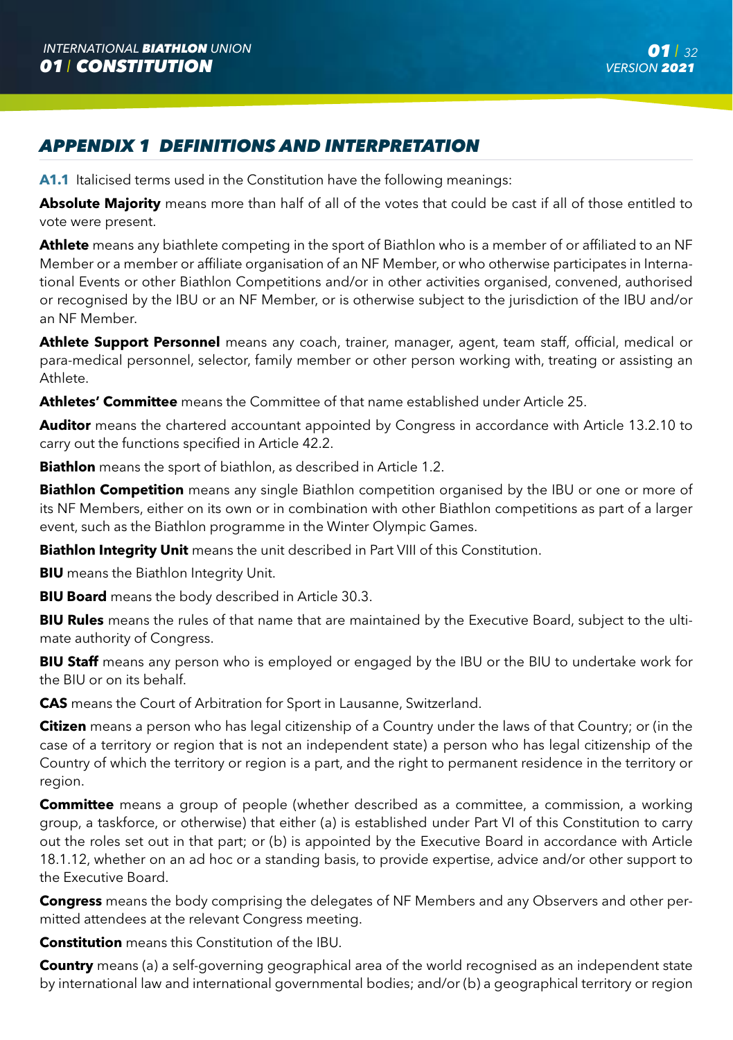## *APPENDIX 1 DEFINITIONS AND INTERPRETATION*

**A1.1** Italicised terms used in the Constitution have the following meanings:

**Absolute Majority** means more than half of all of the votes that could be cast if all of those entitled to vote were present.

**Athlete** means any biathlete competing in the sport of Biathlon who is a member of or affiliated to an NF Member or a member or affiliate organisation of an NF Member, or who otherwise participates in International Events or other Biathlon Competitions and/or in other activities organised, convened, authorised or recognised by the IBU or an NF Member, or is otherwise subject to the jurisdiction of the IBU and/or an NF Member.

**Athlete Support Personnel** means any coach, trainer, manager, agent, team staff, official, medical or para-medical personnel, selector, family member or other person working with, treating or assisting an Athlete.

**Athletes' Committee** means the Committee of that name established under Article 25.

**Auditor** means the chartered accountant appointed by Congress in accordance with Article 13.2.10 to carry out the functions specified in Article 42.2.

**Biathlon** means the sport of biathlon, as described in Article 1.2.

**Biathlon Competition** means any single Biathlon competition organised by the IBU or one or more of its NF Members, either on its own or in combination with other Biathlon competitions as part of a larger event, such as the Biathlon programme in the Winter Olympic Games.

**Biathlon Integrity Unit** means the unit described in Part VIII of this Constitution.

**BIU** means the Biathlon Integrity Unit.

**BIU Board** means the body described in Article 30.3.

**BIU Rules** means the rules of that name that are maintained by the Executive Board, subject to the ultimate authority of Congress.

**BIU Staff** means any person who is employed or engaged by the IBU or the BIU to undertake work for the BIU or on its behalf.

**CAS** means the Court of Arbitration for Sport in Lausanne, Switzerland.

**Citizen** means a person who has legal citizenship of a Country under the laws of that Country; or (in the case of a territory or region that is not an independent state) a person who has legal citizenship of the Country of which the territory or region is a part, and the right to permanent residence in the territory or region.

**Committee** means a group of people (whether described as a committee, a commission, a working group, a taskforce, or otherwise) that either (a) is established under Part VI of this Constitution to carry out the roles set out in that part; or (b) is appointed by the Executive Board in accordance with Article 18.1.12, whether on an ad hoc or a standing basis, to provide expertise, advice and/or other support to the Executive Board.

**Congress** means the body comprising the delegates of NF Members and any Observers and other permitted attendees at the relevant Congress meeting.

**Constitution** means this Constitution of the IBU.

**Country** means (a) a self-governing geographical area of the world recognised as an independent state by international law and international governmental bodies; and/or (b) a geographical territory or region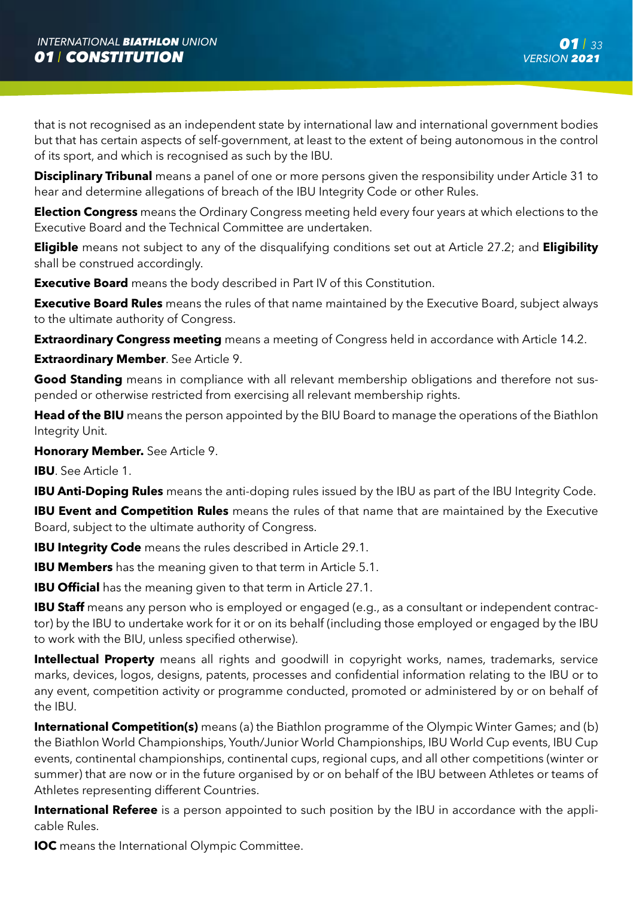that is not recognised as an independent state by international law and international government bodies but that has certain aspects of self-government, at least to the extent of being autonomous in the control of its sport, and which is recognised as such by the IBU.

**Disciplinary Tribunal** means a panel of one or more persons given the responsibility under Article 31 to hear and determine allegations of breach of the IBU Integrity Code or other Rules.

**Election Congress** means the Ordinary Congress meeting held every four years at which elections to the Executive Board and the Technical Committee are undertaken.

**Eligible** means not subject to any of the disqualifying conditions set out at Article 27.2; and **Eligibility** shall be construed accordingly.

**Executive Board** means the body described in Part IV of this Constitution.

**Executive Board Rules** means the rules of that name maintained by the Executive Board, subject always to the ultimate authority of Congress.

**Extraordinary Congress meeting** means a meeting of Congress held in accordance with Article 14.2.

**Extraordinary Member**. See Article 9.

**Good Standing** means in compliance with all relevant membership obligations and therefore not suspended or otherwise restricted from exercising all relevant membership rights.

**Head of the BIU** means the person appointed by the BIU Board to manage the operations of the Biathlon Integrity Unit.

**Honorary Member.** See Article 9.

**IBU**. See Article 1.

**IBU Anti-Doping Rules** means the anti-doping rules issued by the IBU as part of the IBU Integrity Code.

**IBU Event and Competition Rules** means the rules of that name that are maintained by the Executive Board, subject to the ultimate authority of Congress.

**IBU Integrity Code** means the rules described in Article 29.1.

**IBU Members** has the meaning given to that term in Article 5.1.

**IBU Official** has the meaning given to that term in Article 27.1.

**IBU Staff** means any person who is employed or engaged (e.g., as a consultant or independent contractor) by the IBU to undertake work for it or on its behalf (including those employed or engaged by the IBU to work with the BIU, unless specified otherwise).

**Intellectual Property** means all rights and goodwill in copyright works, names, trademarks, service marks, devices, logos, designs, patents, processes and confidential information relating to the IBU or to any event, competition activity or programme conducted, promoted or administered by or on behalf of the IBU.

**International Competition(s)** means (a) the Biathlon programme of the Olympic Winter Games; and (b) the Biathlon World Championships, Youth/Junior World Championships, IBU World Cup events, IBU Cup events, continental championships, continental cups, regional cups, and all other competitions (winter or summer) that are now or in the future organised by or on behalf of the IBU between Athletes or teams of Athletes representing different Countries.

**International Referee** is a person appointed to such position by the IBU in accordance with the applicable Rules.

**IOC** means the International Olympic Committee.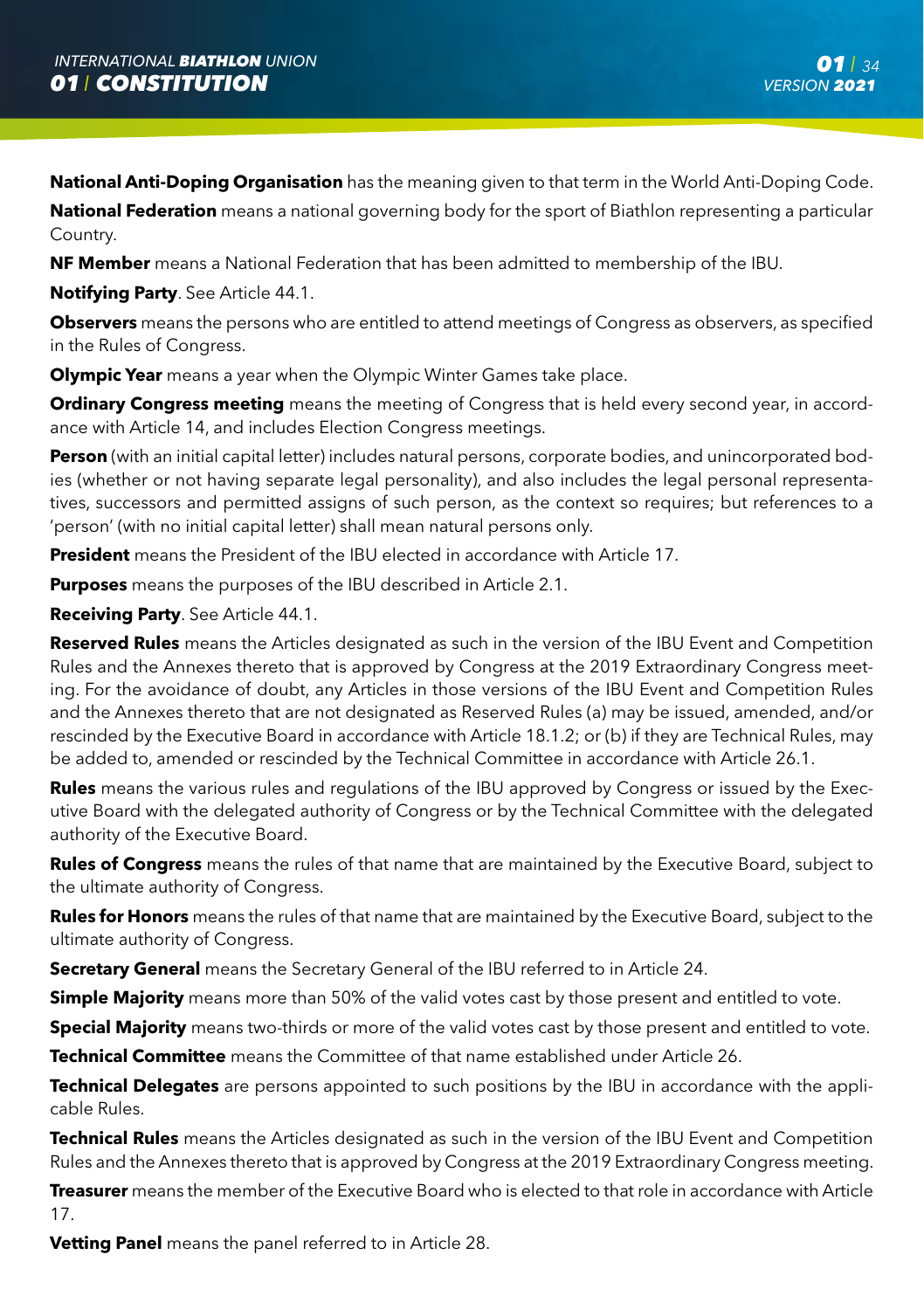**National Anti-Doping Organisation** has the meaning given to that term in the World Anti-Doping Code.

**National Federation** means a national governing body for the sport of Biathlon representing a particular Country.

**NF Member** means a National Federation that has been admitted to membership of the IBU.

**Notifying Party**. See Article 44.1.

**Observers** means the persons who are entitled to attend meetings of Congress as observers, as specified in the Rules of Congress.

**Olympic Year** means a year when the Olympic Winter Games take place.

**Ordinary Congress meeting** means the meeting of Congress that is held every second year, in accordance with Article 14, and includes Election Congress meetings.

**Person** (with an initial capital letter) includes natural persons, corporate bodies, and unincorporated bodies (whether or not having separate legal personality), and also includes the legal personal representatives, successors and permitted assigns of such person, as the context so requires; but references to a 'person' (with no initial capital letter) shall mean natural persons only.

**President** means the President of the IBU elected in accordance with Article 17.

**Purposes** means the purposes of the IBU described in Article 2.1.

**Receiving Party**. See Article 44.1.

**Reserved Rules** means the Articles designated as such in the version of the IBU Event and Competition Rules and the Annexes thereto that is approved by Congress at the 2019 Extraordinary Congress meeting. For the avoidance of doubt, any Articles in those versions of the IBU Event and Competition Rules and the Annexes thereto that are not designated as Reserved Rules (a) may be issued, amended, and/or rescinded by the Executive Board in accordance with Article 18.1.2; or (b) if they are Technical Rules, may be added to, amended or rescinded by the Technical Committee in accordance with Article 26.1.

**Rules** means the various rules and regulations of the IBU approved by Congress or issued by the Executive Board with the delegated authority of Congress or by the Technical Committee with the delegated authority of the Executive Board.

**Rules of Congress** means the rules of that name that are maintained by the Executive Board, subject to the ultimate authority of Congress.

**Rules for Honors** means the rules of that name that are maintained by the Executive Board, subject to the ultimate authority of Congress.

**Secretary General** means the Secretary General of the IBU referred to in Article 24.

**Simple Majority** means more than 50% of the valid votes cast by those present and entitled to vote.

**Special Majority** means two-thirds or more of the valid votes cast by those present and entitled to vote.

**Technical Committee** means the Committee of that name established under Article 26.

**Technical Delegates** are persons appointed to such positions by the IBU in accordance with the applicable Rules.

**Technical Rules** means the Articles designated as such in the version of the IBU Event and Competition Rules and the Annexes thereto that is approved by Congress at the 2019 Extraordinary Congress meeting.

**Treasurer** means the member of the Executive Board who is elected to that role in accordance with Article 17.

**Vetting Panel** means the panel referred to in Article 28.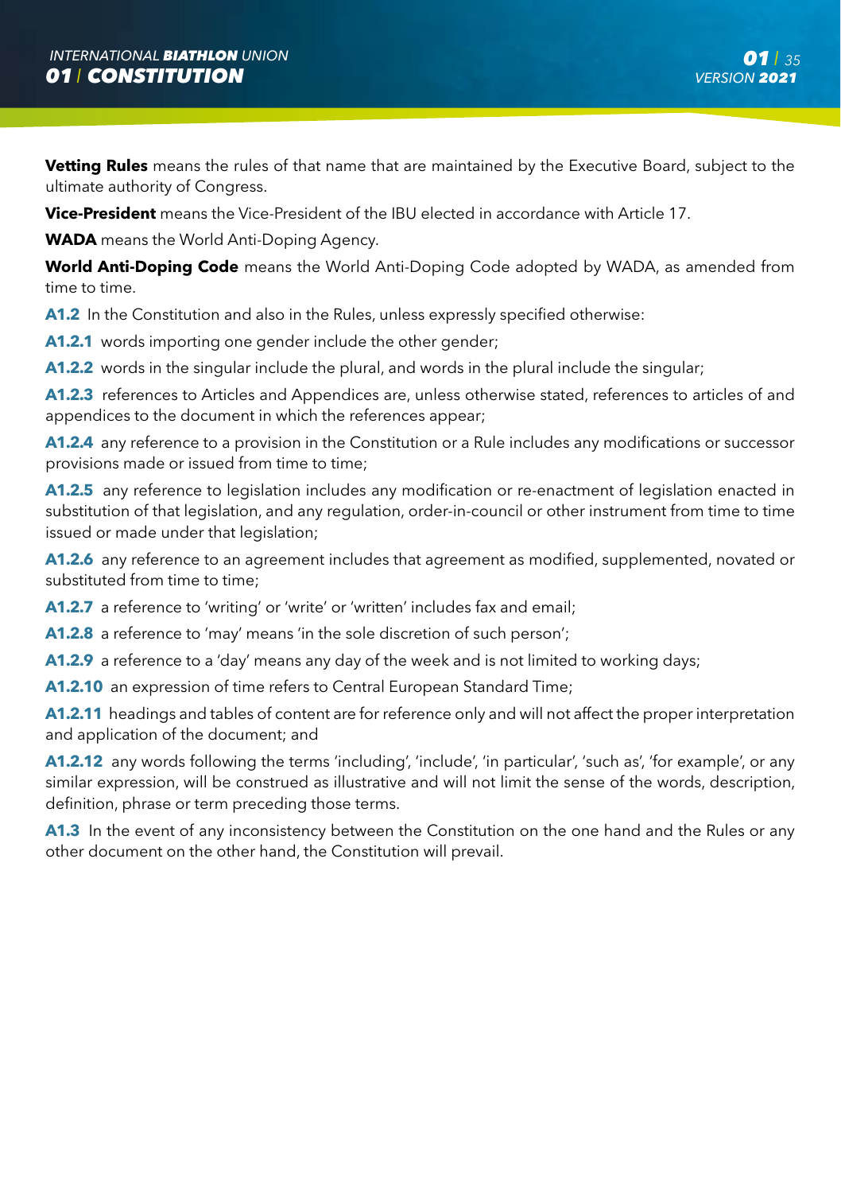**Vetting Rules** means the rules of that name that are maintained by the Executive Board, subject to the ultimate authority of Congress.

**Vice-President** means the Vice-President of the IBU elected in accordance with Article 17.

**WADA** means the World Anti-Doping Agency.

**World Anti-Doping Code** means the World Anti-Doping Code adopted by WADA, as amended from time to time.

**A1.2** In the Constitution and also in the Rules, unless expressly specified otherwise:

**A1.2.1** words importing one gender include the other gender;

**A1.2.2** words in the singular include the plural, and words in the plural include the singular;

**A1.2.3** references to Articles and Appendices are, unless otherwise stated, references to articles of and appendices to the document in which the references appear;

**A1.2.4** any reference to a provision in the Constitution or a Rule includes any modifications or successor provisions made or issued from time to time;

**A1.2.5** any reference to legislation includes any modification or re-enactment of legislation enacted in substitution of that legislation, and any regulation, order-in-council or other instrument from time to time issued or made under that legislation;

**A1.2.6** any reference to an agreement includes that agreement as modified, supplemented, novated or substituted from time to time;

**A1.2.7** a reference to 'writing' or 'write' or 'written' includes fax and email;

**A1.2.8** a reference to 'may' means 'in the sole discretion of such person';

**A1.2.9** a reference to a 'day' means any day of the week and is not limited to working days;

**A1.2.10** an expression of time refers to Central European Standard Time;

**A1.2.11** headings and tables of content are for reference only and will not affect the proper interpretation and application of the document; and

**A1.2.12** any words following the terms 'including', 'include', 'in particular', 'such as', 'for example', or any similar expression, will be construed as illustrative and will not limit the sense of the words, description, definition, phrase or term preceding those terms.

**A1.3** In the event of any inconsistency between the Constitution on the one hand and the Rules or any other document on the other hand, the Constitution will prevail.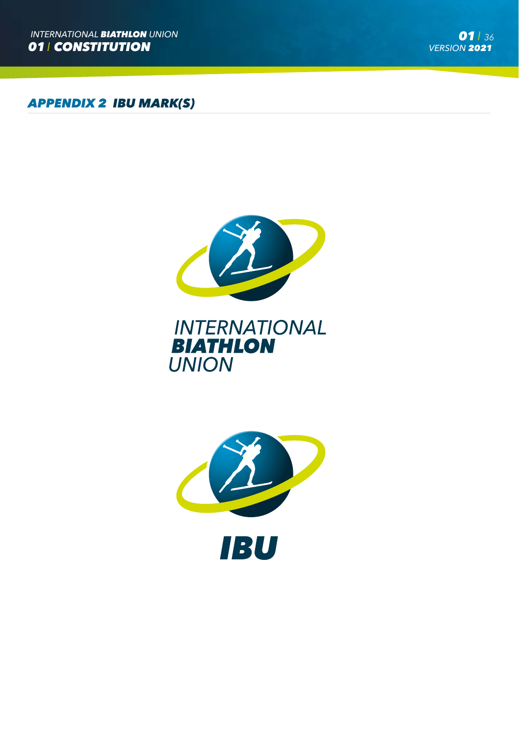## APPENDIX 2 IBU MARK(S)

INTERNATIONAL
**BIATHLON**
UNION

**IBU**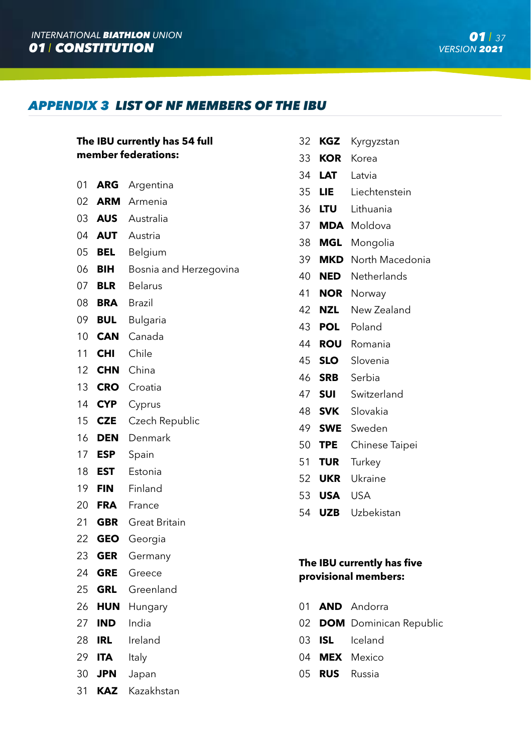## APPENDIX 3 LIST OF NF MEMBERS OF THE IBU

**The IBU currently has 54 full member federations:**

01 **ARG** Argentina
02 **ARM** Armenia
03 **AUS** Australia
04 **AUT** Austria
05 **BEL** Belgium
06 **BIH** Bosnia and Herzegovina
07 **BLR** Belarus
08 **BRA** Brazil
09 **BUL** Bulgaria
10 **CAN** Canada
11 **CHI** Chile
12 **CHN** China
13 **CRO** Croatia
14 **CYP** Cyprus
15 **CZE** Czech Republic
16 **DEN** Denmark
17 **ESP** Spain
18 **EST** Estonia
19 **FIN** Finland
20 **FRA** France
21 **GBR** Great Britain
22 **GEO** Georgia
23 **GER** Germany
24 **GRE** Greece
25 **GRL** Greenland
26 **HUN** Hungary
27 **IND** India
28 **IRL** Ireland
29 **ITA** Italy
30 **JPN** Japan
31 **KAZ** Kazakhstan
32 **KGZ** Kyrgyzstan
33 **KOR** Korea
34 **LAT** Latvia
35 **LIE** Liechtenstein
36 **LTU** Lithuania
37 **MDA** Moldova
38 **MGL** Mongolia
39 **MKD** North Macedonia
40 **NED** Netherlands
41 **NOR** Norway
42 **NZL** New Zealand
43 **POL** Poland
44 **ROU** Romania
45 **SLO** Slovenia
46 **SRB** Serbia
47 **SUI** Switzerland
48 **SVK** Slovakia
49 **SWE** Sweden
50 **TPE** Chinese Taipei
51 **TUR** Turkey
52 **UKR** Ukraine
53 **USA** USA
54 **UZB** Uzbekistan

**The IBU currently has five provisional members:**

01 **AND** Andorra
02 **DOM** Dominican Republic
03 **ISL** Iceland
04 **MEX** Mexico
05 **RUS** Russia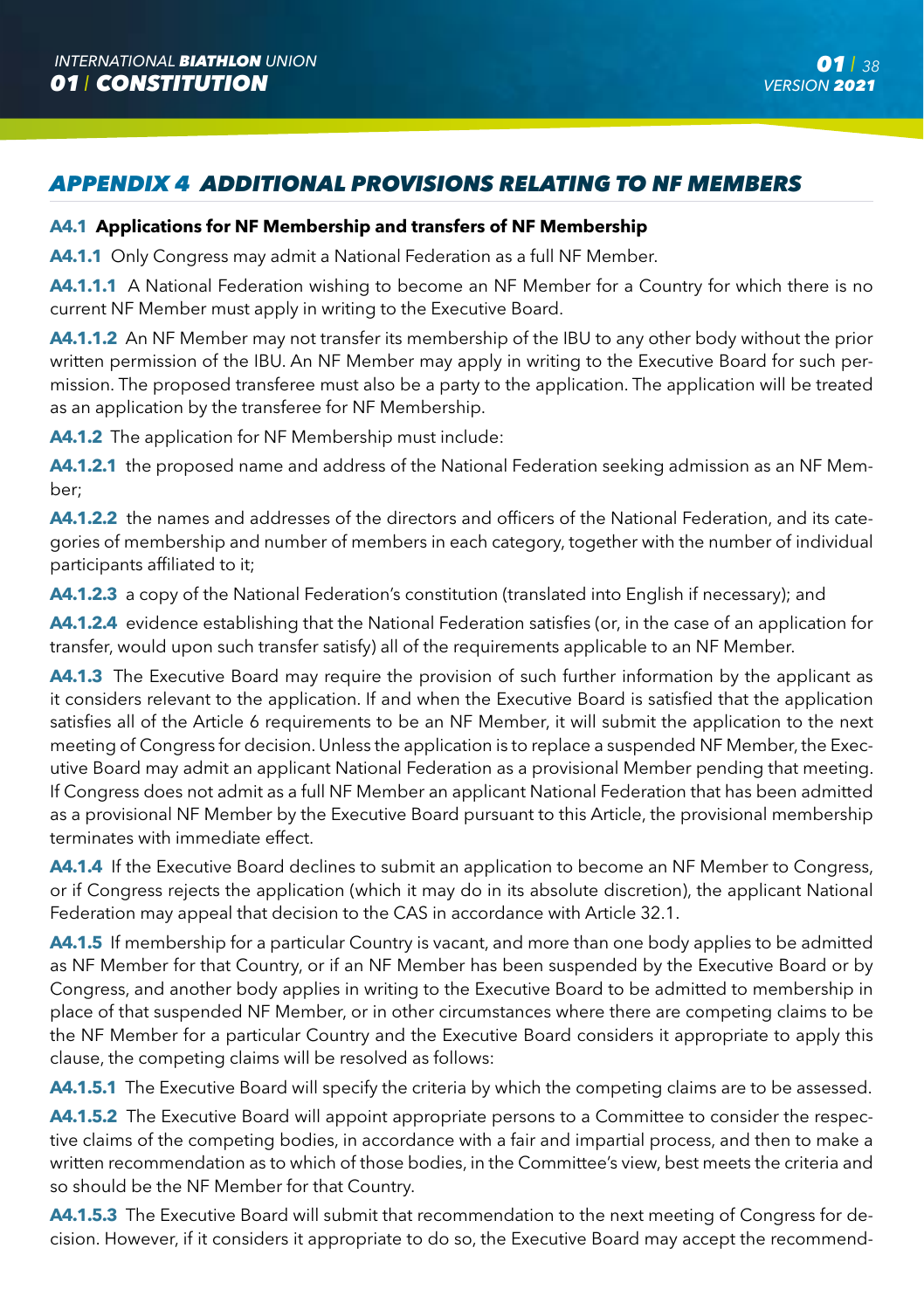## APPENDIX 4 ADDITIONAL PROVISIONS RELATING TO NF MEMBERS

### A4.1 Applications for NF Membership and transfers of NF Membership

**A4.1.1** Only Congress may admit a National Federation as a full NF Member.

**A4.1.1.1** A National Federation wishing to become an NF Member for a Country for which there is no current NF Member must apply in writing to the Executive Board.

**A4.1.1.2** An NF Member may not transfer its membership of the IBU to any other body without the prior written permission of the IBU. An NF Member may apply in writing to the Executive Board for such permission. The proposed transferee must also be a party to the application. The application will be treated as an application by the transferee for NF Membership.

**A4.1.2** The application for NF Membership must include:

**A4.1.2.1** the proposed name and address of the National Federation seeking admission as an NF Member;

**A4.1.2.2** the names and addresses of the directors and officers of the National Federation, and its categories of membership and number of members in each category, together with the number of individual participants affiliated to it;

**A4.1.2.3** a copy of the National Federation's constitution (translated into English if necessary); and

**A4.1.2.4** evidence establishing that the National Federation satisfies (or, in the case of an application for transfer, would upon such transfer satisfy) all of the requirements applicable to an NF Member.

**A4.1.3** The Executive Board may require the provision of such further information by the applicant as it considers relevant to the application. If and when the Executive Board is satisfied that the application satisfies all of the Article 6 requirements to be an NF Member, it will submit the application to the next meeting of Congress for decision. Unless the application is to replace a suspended NF Member, the Executive Board may admit an applicant National Federation as a provisional Member pending that meeting. If Congress does not admit as a full NF Member an applicant National Federation that has been admitted as a provisional NF Member by the Executive Board pursuant to this Article, the provisional membership terminates with immediate effect.

**A4.1.4** If the Executive Board declines to submit an application to become an NF Member to Congress, or if Congress rejects the application (which it may do in its absolute discretion), the applicant National Federation may appeal that decision to the CAS in accordance with Article 32.1.

**A4.1.5** If membership for a particular Country is vacant, and more than one body applies to be admitted as NF Member for that Country, or if an NF Member has been suspended by the Executive Board or by Congress, and another body applies in writing to the Executive Board to be admitted to membership in place of that suspended NF Member, or in other circumstances where there are competing claims to be the NF Member for a particular Country and the Executive Board considers it appropriate to apply this clause, the competing claims will be resolved as follows:

**A4.1.5.1** The Executive Board will specify the criteria by which the competing claims are to be assessed.

**A4.1.5.2** The Executive Board will appoint appropriate persons to a Committee to consider the respective claims of the competing bodies, in accordance with a fair and impartial process, and then to make a written recommendation as to which of those bodies, in the Committee's view, best meets the criteria and so should be the NF Member for that Country.

**A4.1.5.3** The Executive Board will submit that recommendation to the next meeting of Congress for decision. However, if it considers it appropriate to do so, the Executive Board may accept the recommend-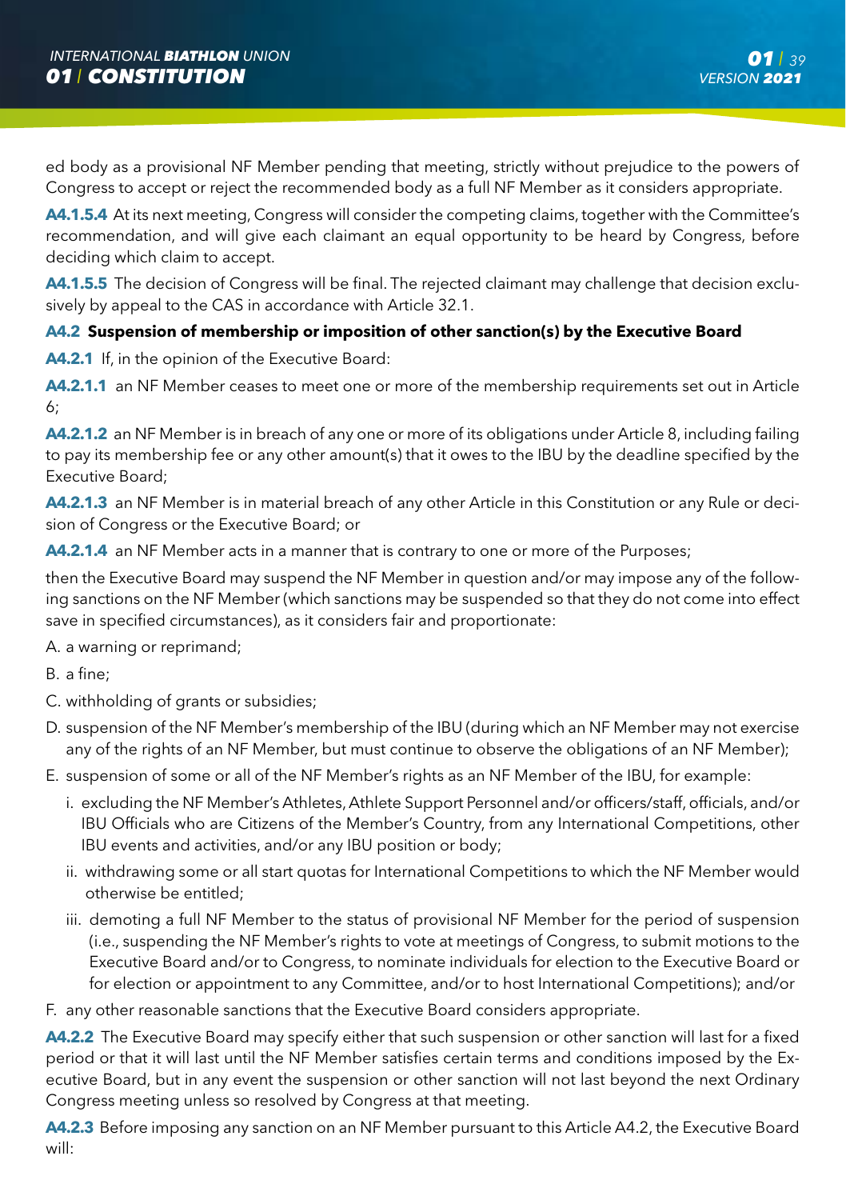ed body as a provisional NF Member pending that meeting, strictly without prejudice to the powers of Congress to accept or reject the recommended body as a full NF Member as it considers appropriate.

**A4.1.5.4** At its next meeting, Congress will consider the competing claims, together with the Committee's recommendation, and will give each claimant an equal opportunity to be heard by Congress, before deciding which claim to accept.

**A4.1.5.5** The decision of Congress will be final. The rejected claimant may challenge that decision exclusively by appeal to the CAS in accordance with Article 32.1.

### A4.2 Suspension of membership or imposition of other sanction(s) by the Executive Board

**A4.2.1** If, in the opinion of the Executive Board:

**A4.2.1.1** an NF Member ceases to meet one or more of the membership requirements set out in Article 6;

**A4.2.1.2** an NF Member is in breach of any one or more of its obligations under Article 8, including failing to pay its membership fee or any other amount(s) that it owes to the IBU by the deadline specified by the Executive Board;

**A4.2.1.3** an NF Member is in material breach of any other Article in this Constitution or any Rule or decision of Congress or the Executive Board; or

**A4.2.1.4** an NF Member acts in a manner that is contrary to one or more of the Purposes;

then the Executive Board may suspend the NF Member in question and/or may impose any of the following sanctions on the NF Member (which sanctions may be suspended so that they do not come into effect save in specified circumstances), as it considers fair and proportionate:

A. a warning or reprimand;

B. a fine;

C. withholding of grants or subsidies;

D. suspension of the NF Member's membership of the IBU (during which an NF Member may not exercise any of the rights of an NF Member, but must continue to observe the obligations of an NF Member);

E. suspension of some or all of the NF Member's rights as an NF Member of the IBU, for example:

   i. excluding the NF Member's Athletes, Athlete Support Personnel and/or officers/staff, officials, and/or IBU Officials who are Citizens of the Member's Country, from any International Competitions, other IBU events and activities, and/or any IBU position or body;

   ii. withdrawing some or all start quotas for International Competitions to which the NF Member would otherwise be entitled;

   iii. demoting a full NF Member to the status of provisional NF Member for the period of suspension (i.e., suspending the NF Member's rights to vote at meetings of Congress, to submit motions to the Executive Board and/or to Congress, to nominate individuals for election to the Executive Board or for election or appointment to any Committee, and/or to host International Competitions); and/or

F. any other reasonable sanctions that the Executive Board considers appropriate.

**A4.2.2** The Executive Board may specify either that such suspension or other sanction will last for a fixed period or that it will last until the NF Member satisfies certain terms and conditions imposed by the Executive Board, but in any event the suspension or other sanction will not last beyond the next Ordinary Congress meeting unless so resolved by Congress at that meeting.

**A4.2.3** Before imposing any sanction on an NF Member pursuant to this Article A4.2, the Executive Board will: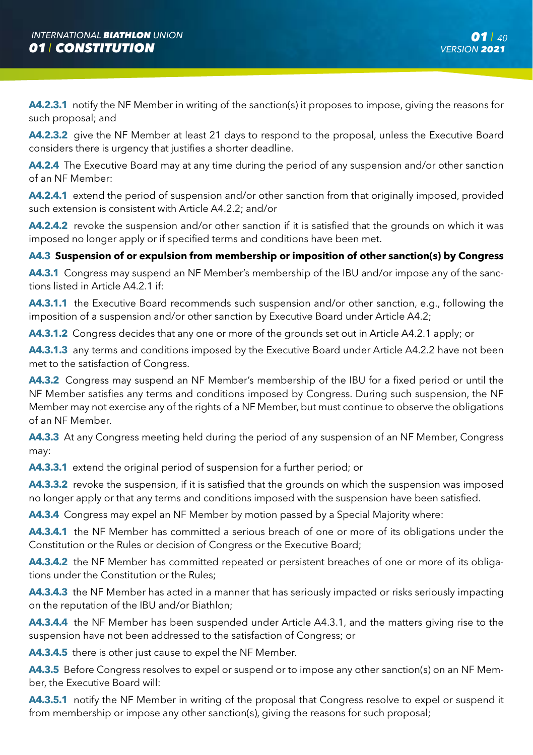**A4.2.3.1** notify the NF Member in writing of the sanction(s) it proposes to impose, giving the reasons for such proposal; and

**A4.2.3.2** give the NF Member at least 21 days to respond to the proposal, unless the Executive Board considers there is urgency that justifies a shorter deadline.

**A4.2.4** The Executive Board may at any time during the period of any suspension and/or other sanction of an NF Member:

**A4.2.4.1** extend the period of suspension and/or other sanction from that originally imposed, provided such extension is consistent with Article A4.2.2; and/or

**A4.2.4.2** revoke the suspension and/or other sanction if it is satisfied that the grounds on which it was imposed no longer apply or if specified terms and conditions have been met.

### A4.3 Suspension of or expulsion from membership or imposition of other sanction(s) by Congress

**A4.3.1** Congress may suspend an NF Member's membership of the IBU and/or impose any of the sanctions listed in Article A4.2.1 if:

**A4.3.1.1** the Executive Board recommends such suspension and/or other sanction, e.g., following the imposition of a suspension and/or other sanction by Executive Board under Article A4.2;

**A4.3.1.2** Congress decides that any one or more of the grounds set out in Article A4.2.1 apply; or

**A4.3.1.3** any terms and conditions imposed by the Executive Board under Article A4.2.2 have not been met to the satisfaction of Congress.

**A4.3.2** Congress may suspend an NF Member's membership of the IBU for a fixed period or until the NF Member satisfies any terms and conditions imposed by Congress. During such suspension, the NF Member may not exercise any of the rights of a NF Member, but must continue to observe the obligations of an NF Member.

**A4.3.3** At any Congress meeting held during the period of any suspension of an NF Member, Congress may:

**A4.3.3.1** extend the original period of suspension for a further period; or

**A4.3.3.2** revoke the suspension, if it is satisfied that the grounds on which the suspension was imposed no longer apply or that any terms and conditions imposed with the suspension have been satisfied.

**A4.3.4** Congress may expel an NF Member by motion passed by a Special Majority where:

**A4.3.4.1** the NF Member has committed a serious breach of one or more of its obligations under the Constitution or the Rules or decision of Congress or the Executive Board;

**A4.3.4.2** the NF Member has committed repeated or persistent breaches of one or more of its obligations under the Constitution or the Rules;

**A4.3.4.3** the NF Member has acted in a manner that has seriously impacted or risks seriously impacting on the reputation of the IBU and/or Biathlon;

**A4.3.4.4** the NF Member has been suspended under Article A4.3.1, and the matters giving rise to the suspension have not been addressed to the satisfaction of Congress; or

**A4.3.4.5** there is other just cause to expel the NF Member.

**A4.3.5** Before Congress resolves to expel or suspend or to impose any other sanction(s) on an NF Member, the Executive Board will:

**A4.3.5.1** notify the NF Member in writing of the proposal that Congress resolve to expel or suspend it from membership or impose any other sanction(s), giving the reasons for such proposal;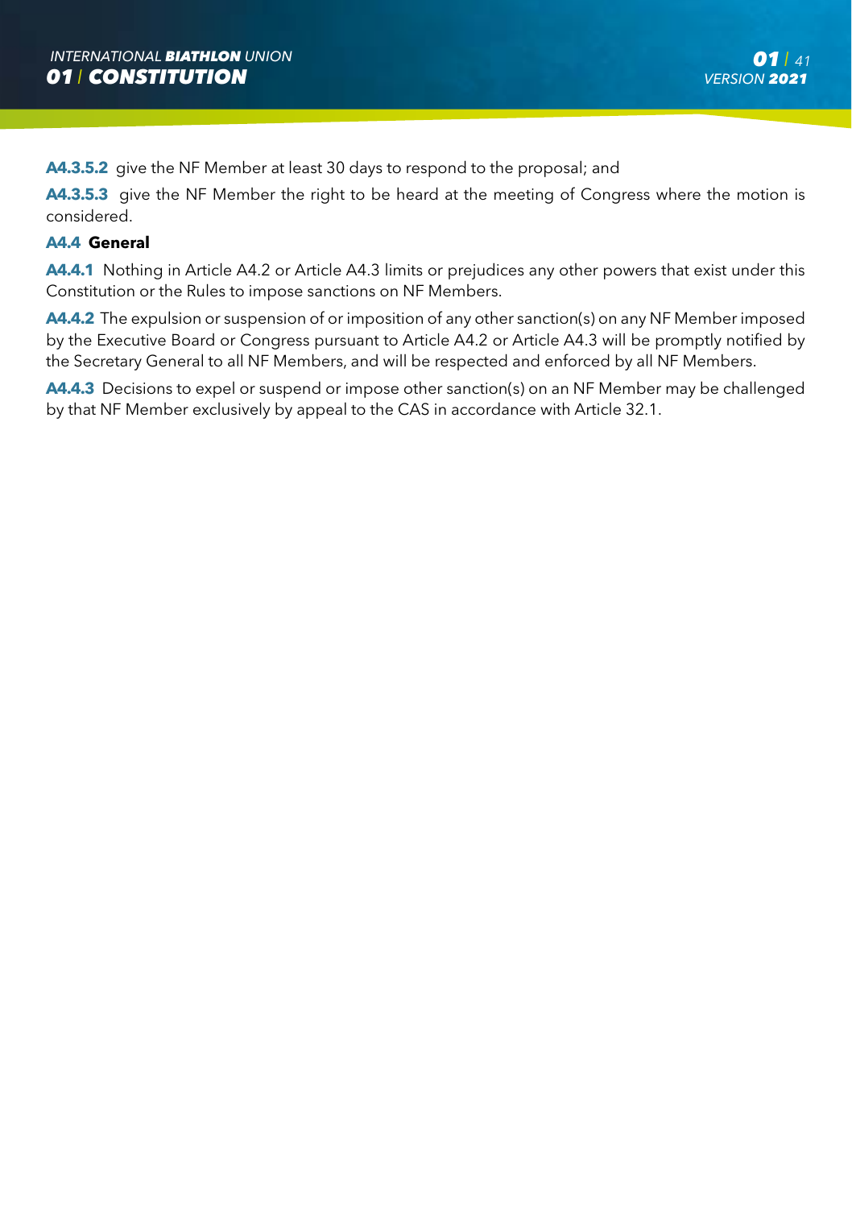**A4.3.5.2** give the NF Member at least 30 days to respond to the proposal; and

**A4.3.5.3** give the NF Member the right to be heard at the meeting of Congress where the motion is considered.

**A4.4 General**

**A4.4.1** Nothing in Article A4.2 or Article A4.3 limits or prejudices any other powers that exist under this Constitution or the Rules to impose sanctions on NF Members.

**A4.4.2** The expulsion or suspension of or imposition of any other sanction(s) on any NF Member imposed by the Executive Board or Congress pursuant to Article A4.2 or Article A4.3 will be promptly notified by the Secretary General to all NF Members, and will be respected and enforced by all NF Members.

**A4.4.3** Decisions to expel or suspend or impose other sanction(s) on an NF Member may be challenged by that NF Member exclusively by appeal to the CAS in accordance with Article 32.1.